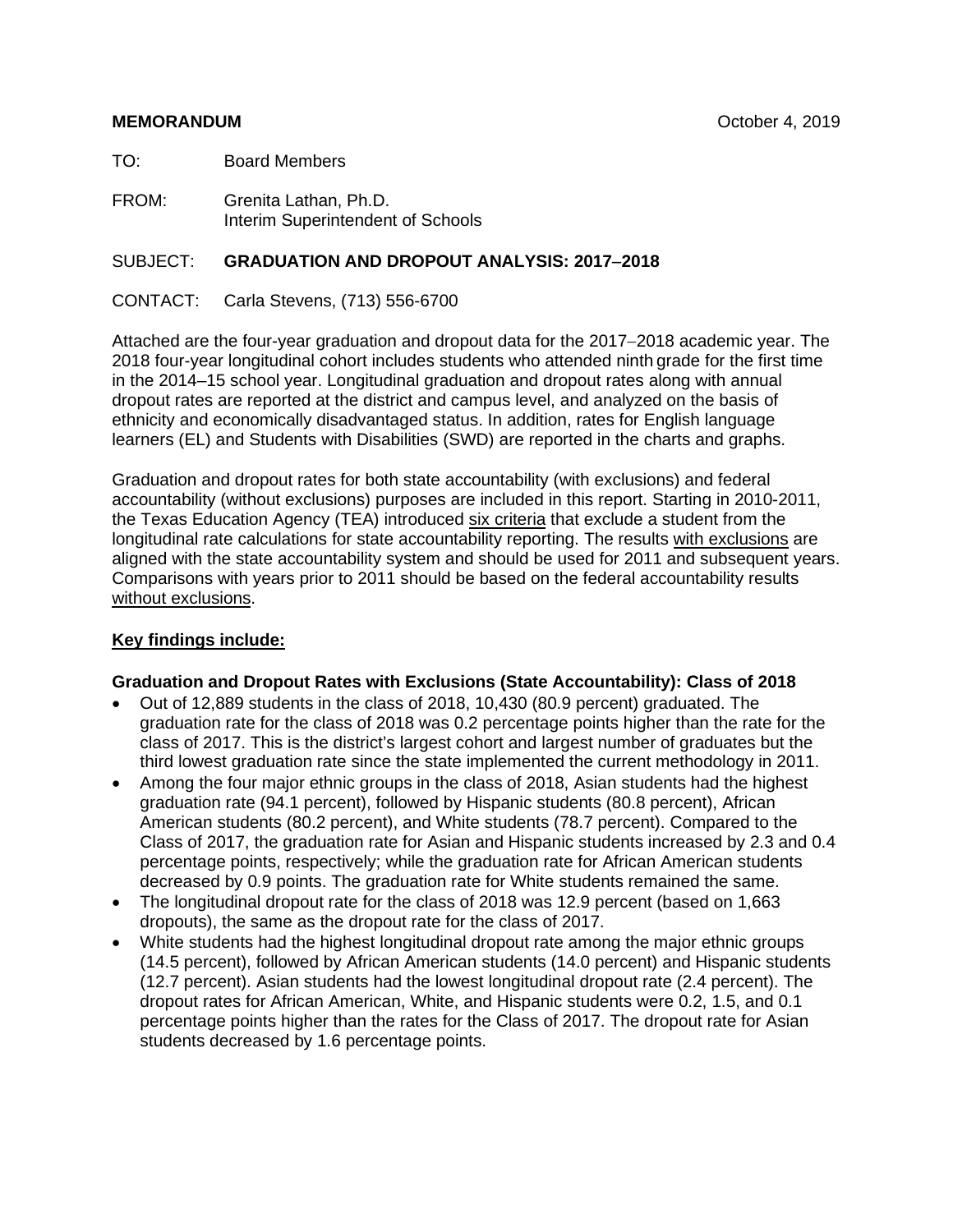**MEMORANDUM** October 4, 2019

TO: Board Members

FROM: Grenita Lathan, Ph.D.
Interim Superintendent of Schools

SUBJECT: **GRADUATION AND DROPOUT ANALYSIS: 2017–2018**

CONTACT: Carla Stevens, (713) 556-6700

Attached are the four-year graduation and dropout data for the 2017–2018 academic year. The 2018 four-year longitudinal cohort includes students who attended ninth grade for the first time in the 2014–15 school year. Longitudinal graduation and dropout rates along with annual dropout rates are reported at the district and campus level, and analyzed on the basis of ethnicity and economically disadvantaged status. In addition, rates for English language learners (EL) and Students with Disabilities (SWD) are reported in the charts and graphs.

Graduation and dropout rates for both state accountability (with exclusions) and federal accountability (without exclusions) purposes are included in this report. Starting in 2010-2011, the Texas Education Agency (TEA) introduced six criteria that exclude a student from the longitudinal rate calculations for state accountability reporting. The results with exclusions are aligned with the state accountability system and should be used for 2011 and subsequent years. Comparisons with years prior to 2011 should be based on the federal accountability results without exclusions.

**Key findings include:**

**Graduation and Dropout Rates with Exclusions (State Accountability): Class of 2018**

- Out of 12,889 students in the class of 2018, 10,430 (80.9 percent) graduated. The graduation rate for the class of 2018 was 0.2 percentage points higher than the rate for the class of 2017. This is the district's largest cohort and largest number of graduates but the third lowest graduation rate since the state implemented the current methodology in 2011.
- Among the four major ethnic groups in the class of 2018, Asian students had the highest graduation rate (94.1 percent), followed by Hispanic students (80.8 percent), African American students (80.2 percent), and White students (78.7 percent). Compared to the Class of 2017, the graduation rate for Asian and Hispanic students increased by 2.3 and 0.4 percentage points, respectively; while the graduation rate for African American students decreased by 0.9 points. The graduation rate for White students remained the same.
- The longitudinal dropout rate for the class of 2018 was 12.9 percent (based on 1,663 dropouts), the same as the dropout rate for the class of 2017.
- White students had the highest longitudinal dropout rate among the major ethnic groups (14.5 percent), followed by African American students (14.0 percent) and Hispanic students (12.7 percent). Asian students had the lowest longitudinal dropout rate (2.4 percent). The dropout rates for African American, White, and Hispanic students were 0.2, 1.5, and 0.1 percentage points higher than the rates for the Class of 2017. The dropout rate for Asian students decreased by 1.6 percentage points.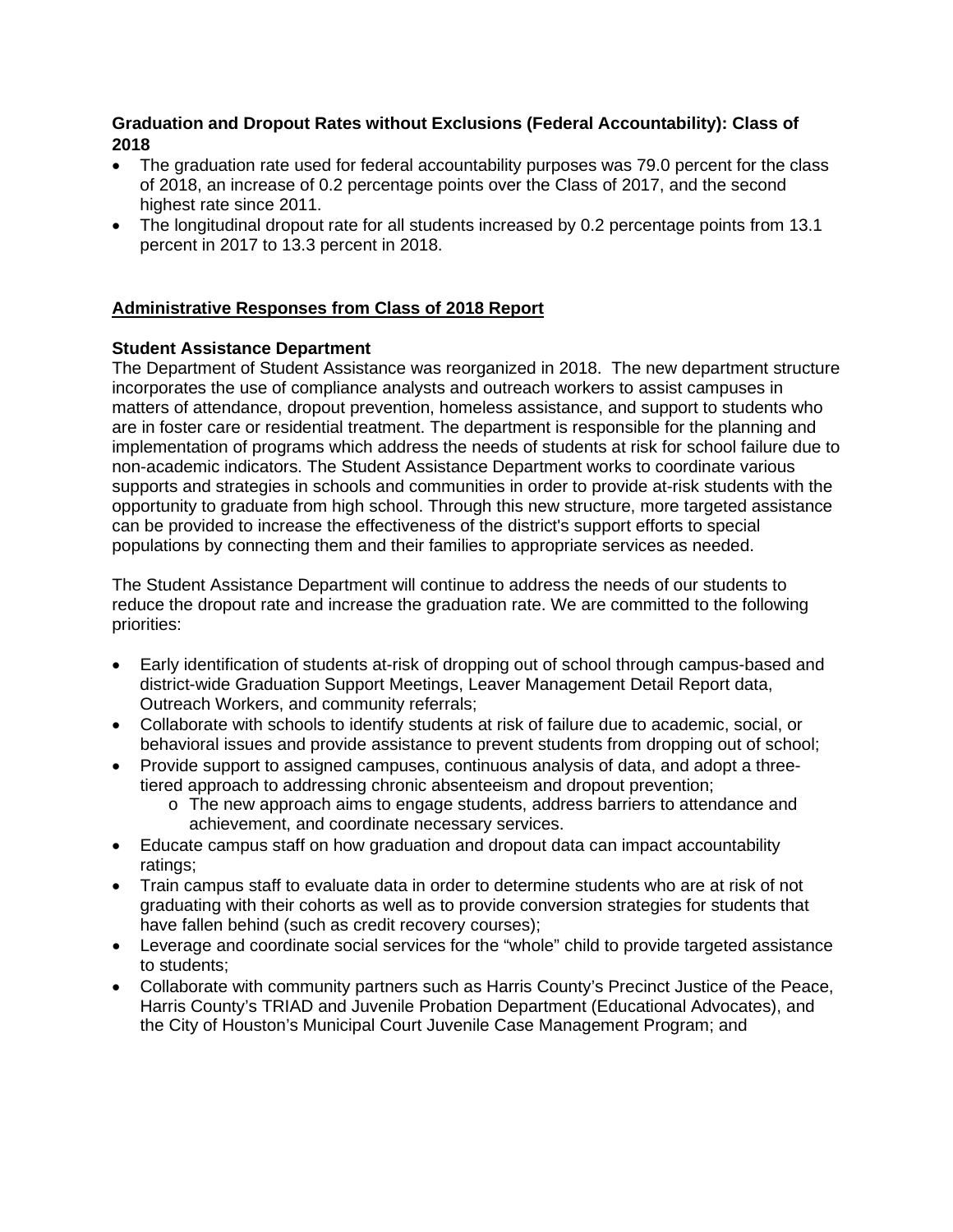**Graduation and Dropout Rates without Exclusions (Federal Accountability): Class of 2018**

- The graduation rate used for federal accountability purposes was 79.0 percent for the class of 2018, an increase of 0.2 percentage points over the Class of 2017, and the second highest rate since 2011.
- The longitudinal dropout rate for all students increased by 0.2 percentage points from 13.1 percent in 2017 to 13.3 percent in 2018.

## Administrative Responses from Class of 2018 Report

**Student Assistance Department**

The Department of Student Assistance was reorganized in 2018. The new department structure incorporates the use of compliance analysts and outreach workers to assist campuses in matters of attendance, dropout prevention, homeless assistance, and support to students who are in foster care or residential treatment. The department is responsible for the planning and implementation of programs which address the needs of students at risk for school failure due to non-academic indicators. The Student Assistance Department works to coordinate various supports and strategies in schools and communities in order to provide at-risk students with the opportunity to graduate from high school. Through this new structure, more targeted assistance can be provided to increase the effectiveness of the district's support efforts to special populations by connecting them and their families to appropriate services as needed.

The Student Assistance Department will continue to address the needs of our students to reduce the dropout rate and increase the graduation rate. We are committed to the following priorities:

- Early identification of students at-risk of dropping out of school through campus-based and district-wide Graduation Support Meetings, Leaver Management Detail Report data, Outreach Workers, and community referrals;
- Collaborate with schools to identify students at risk of failure due to academic, social, or behavioral issues and provide assistance to prevent students from dropping out of school;
- Provide support to assigned campuses, continuous analysis of data, and adopt a three-tiered approach to addressing chronic absenteeism and dropout prevention;
  - The new approach aims to engage students, address barriers to attendance and achievement, and coordinate necessary services.
- Educate campus staff on how graduation and dropout data can impact accountability ratings;
- Train campus staff to evaluate data in order to determine students who are at risk of not graduating with their cohorts as well as to provide conversion strategies for students that have fallen behind (such as credit recovery courses);
- Leverage and coordinate social services for the "whole" child to provide targeted assistance to students;
- Collaborate with community partners such as Harris County's Precinct Justice of the Peace, Harris County's TRIAD and Juvenile Probation Department (Educational Advocates), and the City of Houston's Municipal Court Juvenile Case Management Program; and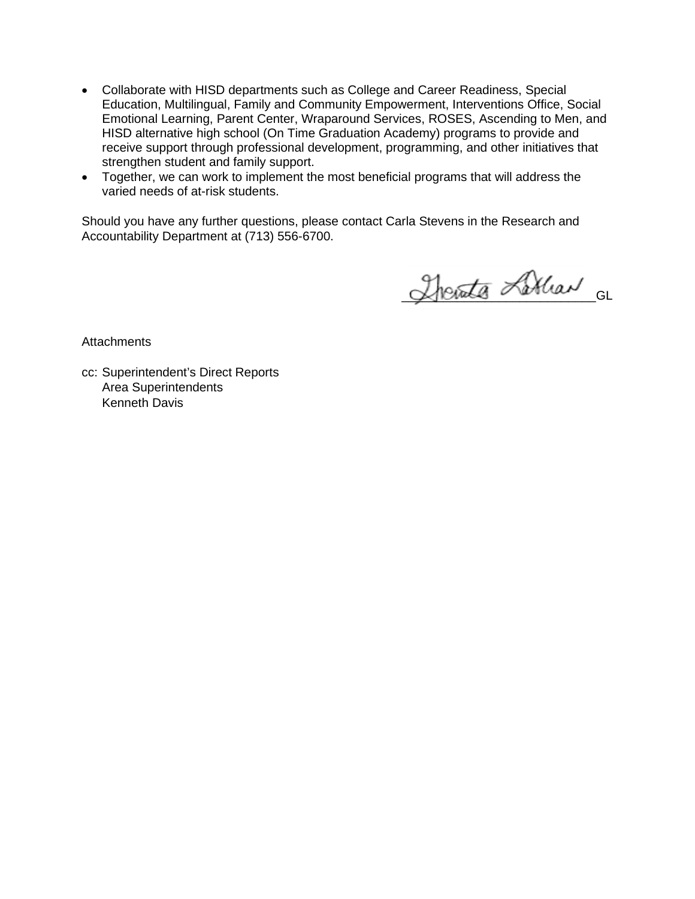- Collaborate with HISD departments such as College and Career Readiness, Special Education, Multilingual, Family and Community Empowerment, Interventions Office, Social Emotional Learning, Parent Center, Wraparound Services, ROSES, Ascending to Men, and HISD alternative high school (On Time Graduation Academy) programs to provide and receive support through professional development, programming, and other initiatives that strengthen student and family support.
- Together, we can work to implement the most beneficial programs that will address the varied needs of at-risk students.

Should you have any further questions, please contact Carla Stevens in the Research and Accountability Department at (713) 556-6700.

_________________________GL

Attachments

cc: Superintendent's Direct Reports
Area Superintendents
Kenneth Davis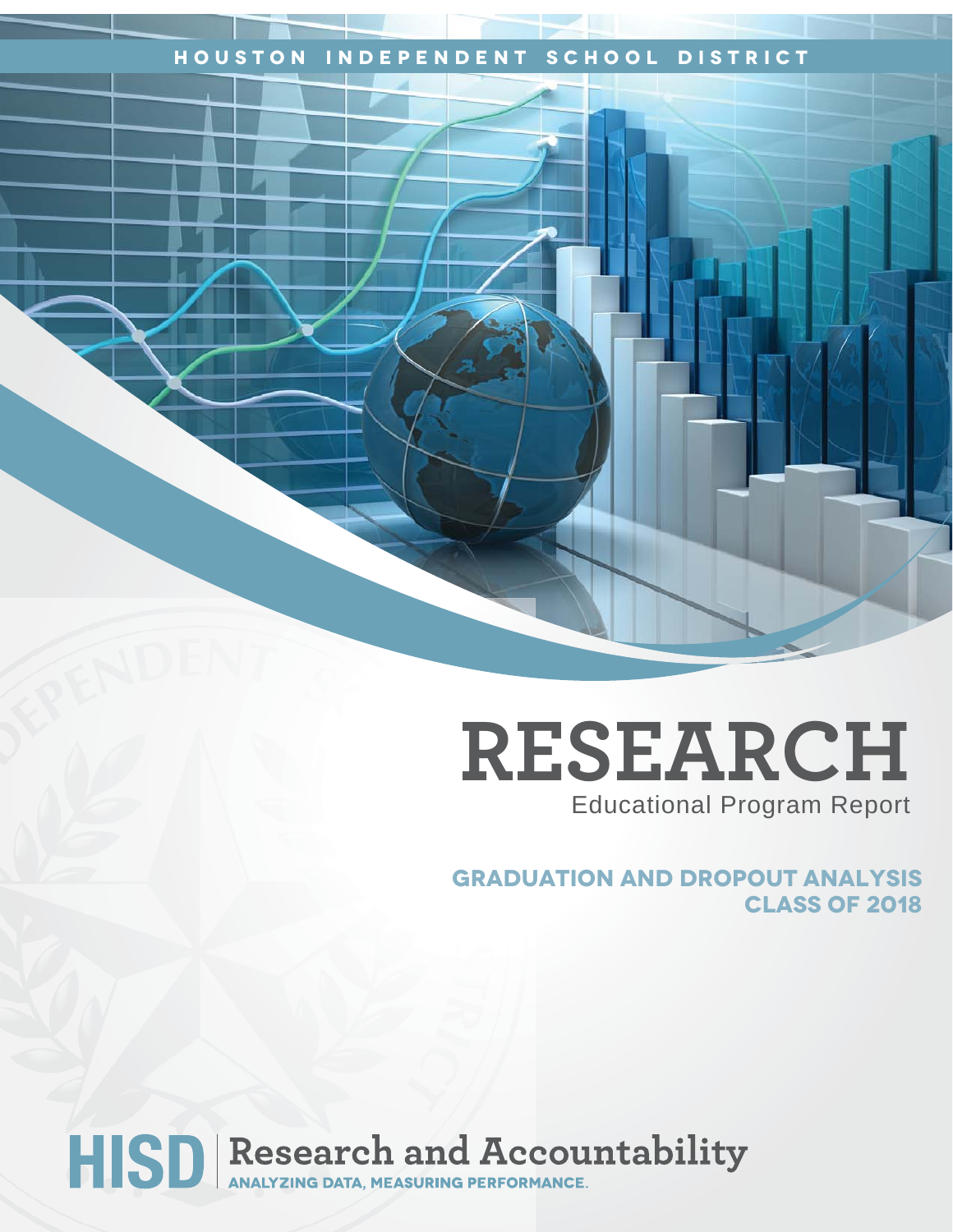HOUSTON INDEPENDENT SCHOOL DISTRICT

# RESEARCH

Educational Program Report

## GRADUATION AND DROPOUT ANALYSIS CLASS OF 2018

HISD | Research and Accountability

ANALYZING DATA, MEASURING PERFORMANCE.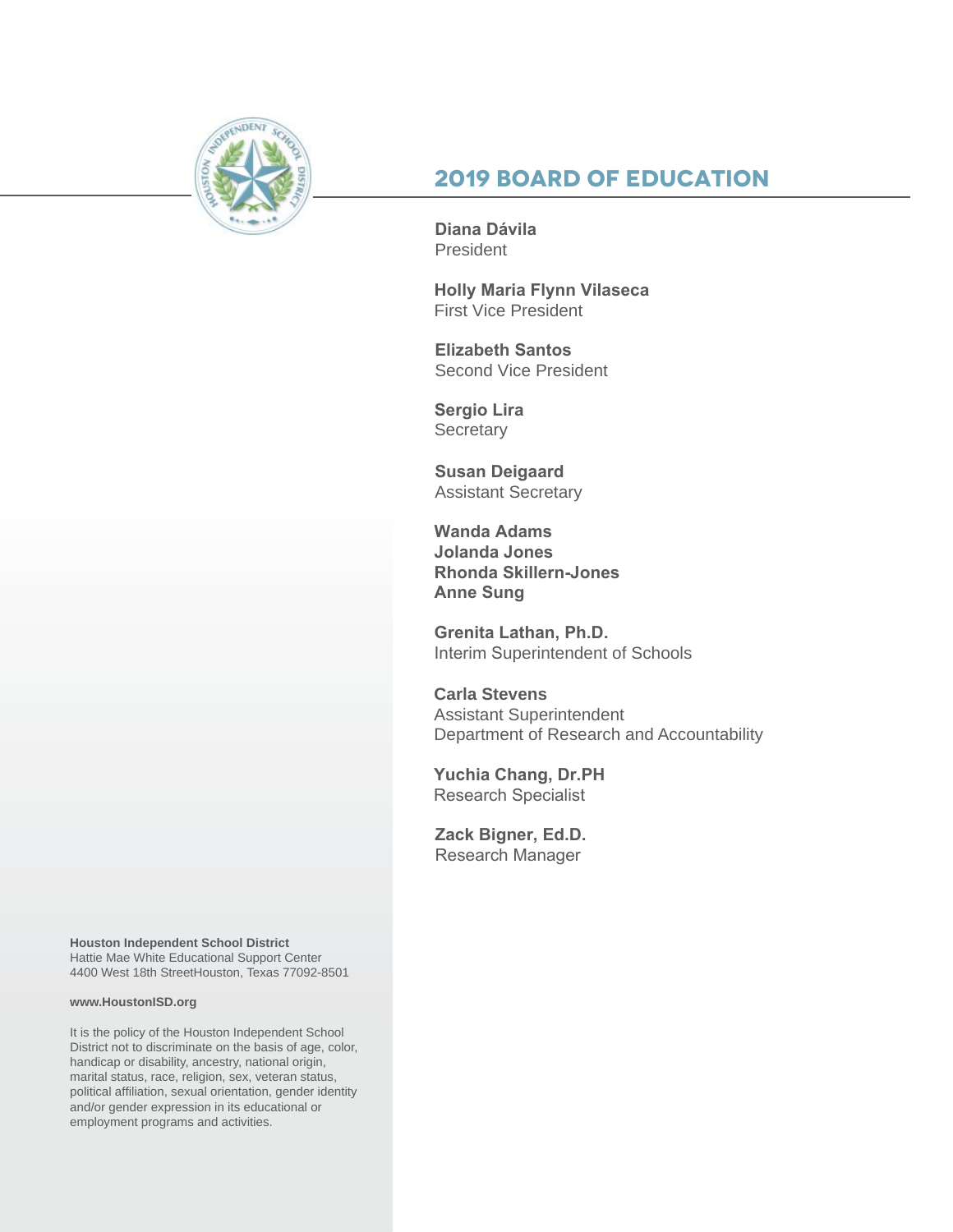## 2019 BOARD OF EDUCATION

**Diana Dávila**
President

**Holly Maria Flynn Vilaseca**
First Vice President

**Elizabeth Santos**
Second Vice President

**Sergio Lira**
Secretary

**Susan Deigaard**
Assistant Secretary

**Wanda Adams**
**Jolanda Jones**
**Rhonda Skillern-Jones**
**Anne Sung**

**Grenita Lathan, Ph.D.**
Interim Superintendent of Schools

**Carla Stevens**
Assistant Superintendent
Department of Research and Accountability

**Yuchia Chang, Dr.PH**
Research Specialist

**Zack Bigner, Ed.D.**
Research Manager

**Houston Independent School District**
Hattie Mae White Educational Support Center
4400 West 18th StreetHouston, Texas 77092-8501

**www.HoustonISD.org**

It is the policy of the Houston Independent School District not to discriminate on the basis of age, color, handicap or disability, ancestry, national origin, marital status, race, religion, sex, veteran status, political affiliation, sexual orientation, gender identity and/or gender expression in its educational or employment programs and activities.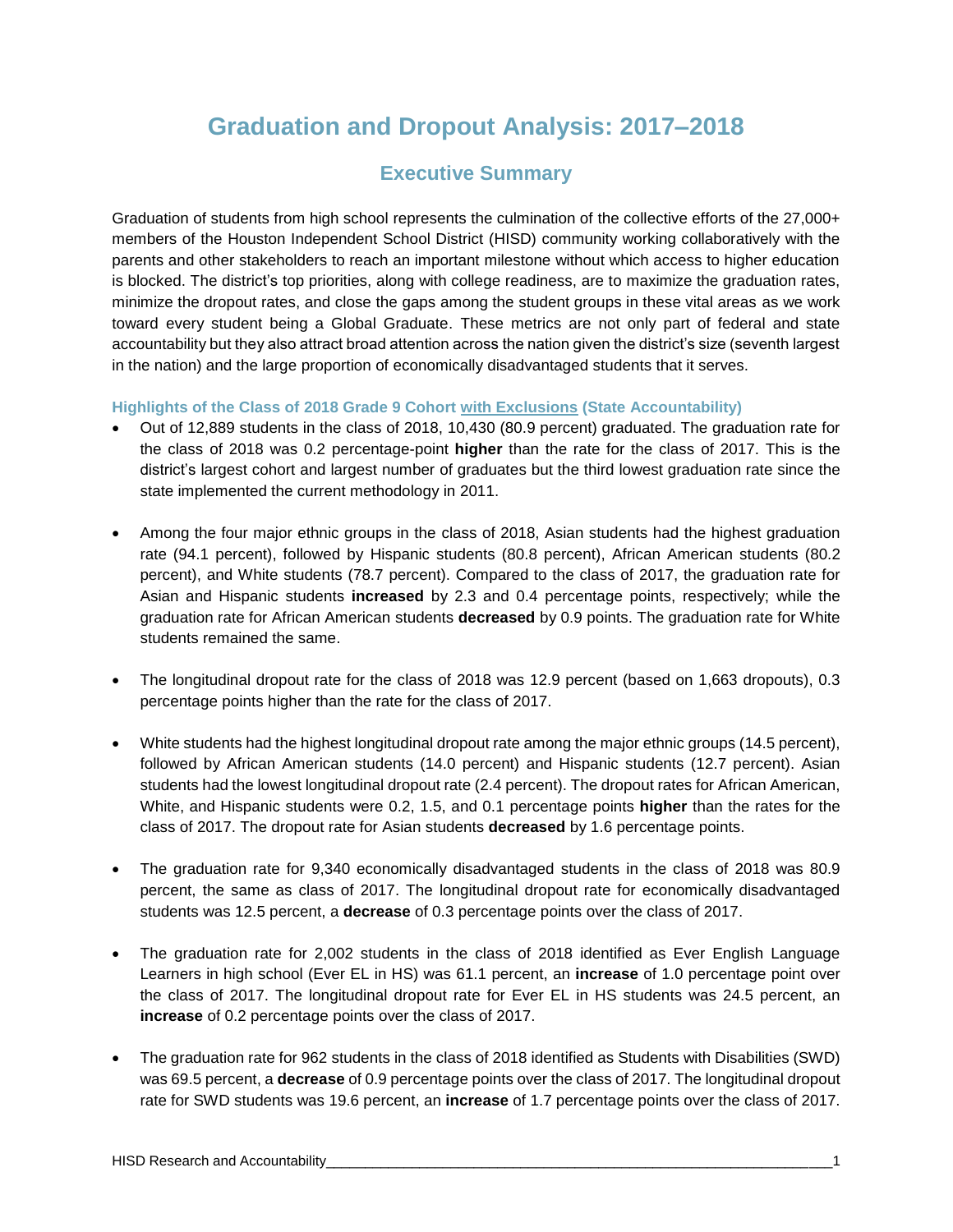# Graduation and Dropout Analysis: 2017–2018

## Executive Summary

Graduation of students from high school represents the culmination of the collective efforts of the 27,000+ members of the Houston Independent School District (HISD) community working collaboratively with the parents and other stakeholders to reach an important milestone without which access to higher education is blocked. The district's top priorities, along with college readiness, are to maximize the graduation rates, minimize the dropout rates, and close the gaps among the student groups in these vital areas as we work toward every student being a Global Graduate. These metrics are not only part of federal and state accountability but they also attract broad attention across the nation given the district's size (seventh largest in the nation) and the large proportion of economically disadvantaged students that it serves.

### Highlights of the Class of 2018 Grade 9 Cohort <u>with Exclusions</u> (State Accountability)

- Out of 12,889 students in the class of 2018, 10,430 (80.9 percent) graduated. The graduation rate for the class of 2018 was 0.2 percentage-point **higher** than the rate for the class of 2017. This is the district's largest cohort and largest number of graduates but the third lowest graduation rate since the state implemented the current methodology in 2011.

- Among the four major ethnic groups in the class of 2018, Asian students had the highest graduation rate (94.1 percent), followed by Hispanic students (80.8 percent), African American students (80.2 percent), and White students (78.7 percent). Compared to the class of 2017, the graduation rate for Asian and Hispanic students **increased** by 2.3 and 0.4 percentage points, respectively; while the graduation rate for African American students **decreased** by 0.9 points. The graduation rate for White students remained the same.

- The longitudinal dropout rate for the class of 2018 was 12.9 percent (based on 1,663 dropouts), 0.3 percentage points higher than the rate for the class of 2017.

- White students had the highest longitudinal dropout rate among the major ethnic groups (14.5 percent), followed by African American students (14.0 percent) and Hispanic students (12.7 percent). Asian students had the lowest longitudinal dropout rate (2.4 percent). The dropout rates for African American, White, and Hispanic students were 0.2, 1.5, and 0.1 percentage points **higher** than the rates for the class of 2017. The dropout rate for Asian students **decreased** by 1.6 percentage points.

- The graduation rate for 9,340 economically disadvantaged students in the class of 2018 was 80.9 percent, the same as class of 2017. The longitudinal dropout rate for economically disadvantaged students was 12.5 percent, a **decrease** of 0.3 percentage points over the class of 2017.

- The graduation rate for 2,002 students in the class of 2018 identified as Ever English Language Learners in high school (Ever EL in HS) was 61.1 percent, an **increase** of 1.0 percentage point over the class of 2017. The longitudinal dropout rate for Ever EL in HS students was 24.5 percent, an **increase** of 0.2 percentage points over the class of 2017.

- The graduation rate for 962 students in the class of 2018 identified as Students with Disabilities (SWD) was 69.5 percent, a **decrease** of 0.9 percentage points over the class of 2017. The longitudinal dropout rate for SWD students was 19.6 percent, an **increase** of 1.7 percentage points over the class of 2017.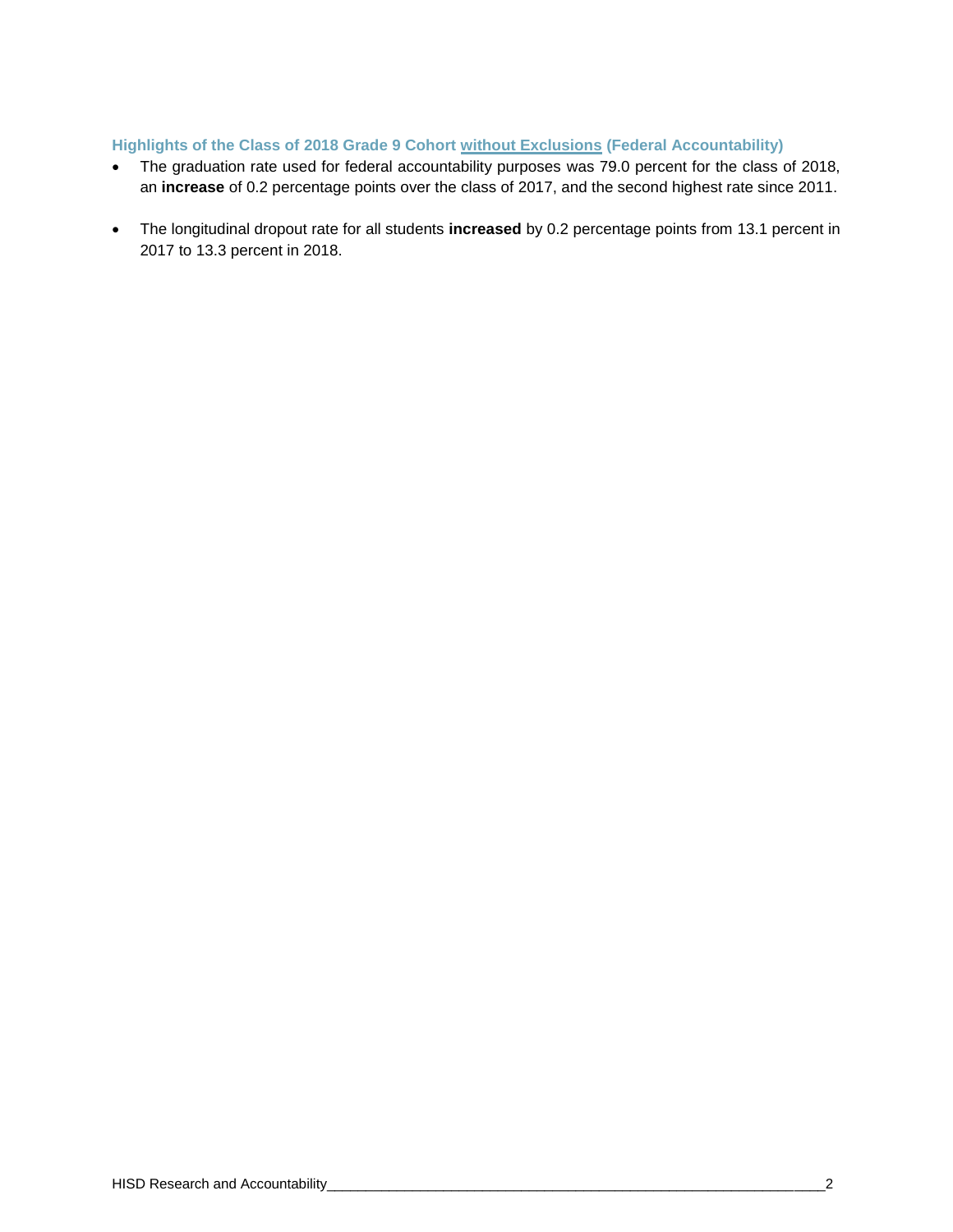### Highlights of the Class of 2018 Grade 9 Cohort without Exclusions (Federal Accountability)

- The graduation rate used for federal accountability purposes was 79.0 percent for the class of 2018, an **increase** of 0.2 percentage points over the class of 2017, and the second highest rate since 2011.
- The longitudinal dropout rate for all students **increased** by 0.2 percentage points from 13.1 percent in 2017 to 13.3 percent in 2018.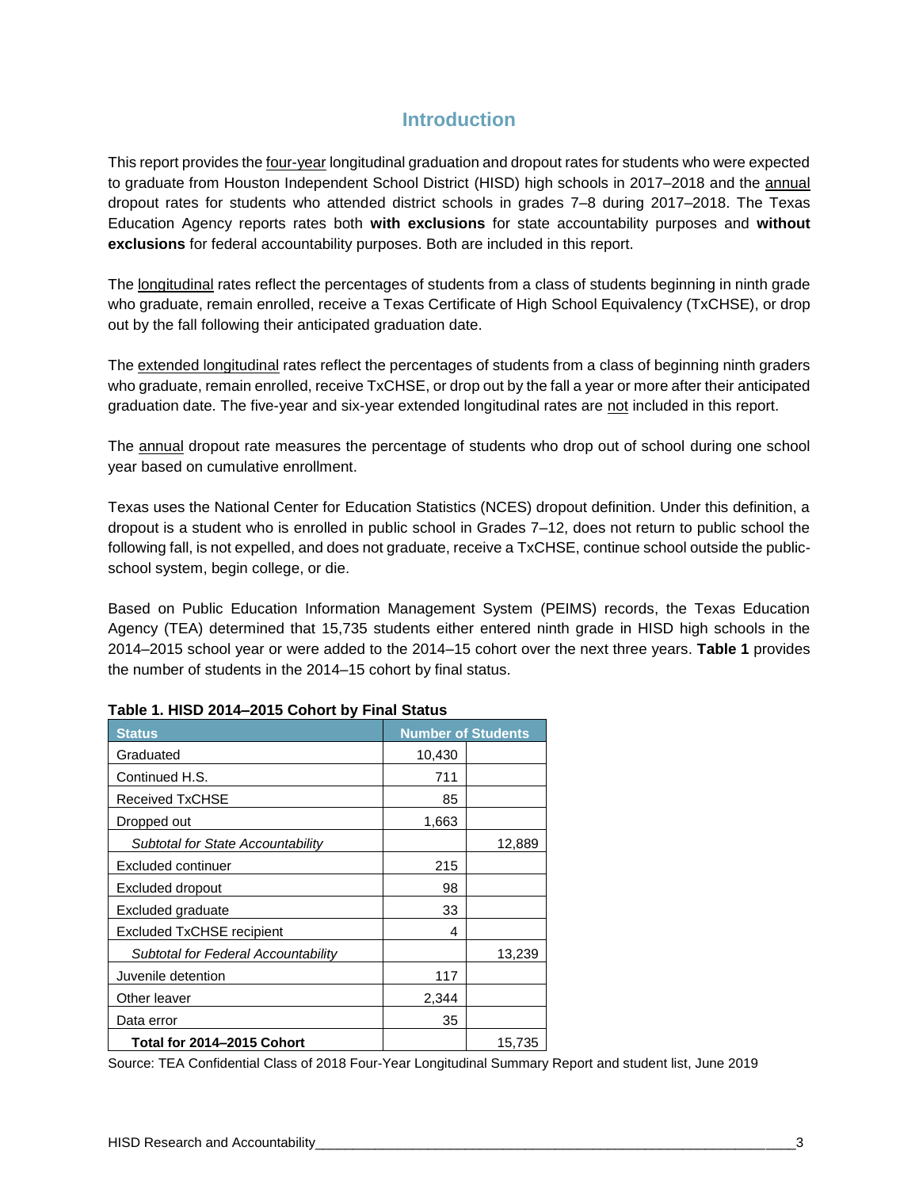# Introduction

This report provides the four-year longitudinal graduation and dropout rates for students who were expected to graduate from Houston Independent School District (HISD) high schools in 2017–2018 and the annual dropout rates for students who attended district schools in grades 7–8 during 2017–2018. The Texas Education Agency reports rates both **with exclusions** for state accountability purposes and **without exclusions** for federal accountability purposes. Both are included in this report.

The longitudinal rates reflect the percentages of students from a class of students beginning in ninth grade who graduate, remain enrolled, receive a Texas Certificate of High School Equivalency (TxCHSE), or drop out by the fall following their anticipated graduation date.

The extended longitudinal rates reflect the percentages of students from a class of beginning ninth graders who graduate, remain enrolled, receive TxCHSE, or drop out by the fall a year or more after their anticipated graduation date. The five-year and six-year extended longitudinal rates are not included in this report.

The annual dropout rate measures the percentage of students who drop out of school during one school year based on cumulative enrollment.

Texas uses the National Center for Education Statistics (NCES) dropout definition. Under this definition, a dropout is a student who is enrolled in public school in Grades 7–12, does not return to public school the following fall, is not expelled, and does not graduate, receive a TxCHSE, continue school outside the public-school system, begin college, or die.

Based on Public Education Information Management System (PEIMS) records, the Texas Education Agency (TEA) determined that 15,735 students either entered ninth grade in HISD high schools in the 2014–2015 school year or were added to the 2014–15 cohort over the next three years. **Table 1** provides the number of students in the 2014–15 cohort by final status.

**Table 1. HISD 2014–2015 Cohort by Final Status**

| Status | Number of Students | |
|---|---|---|
| Graduated | 10,430 | |
| Continued H.S. | 711 | |
| Received TxCHSE | 85 | |
| Dropped out | 1,663 | |
| *Subtotal for State Accountability* | | 12,889 |
| Excluded continuer | 215 | |
| Excluded dropout | 98 | |
| Excluded graduate | 33 | |
| Excluded TxCHSE recipient | 4 | |
| *Subtotal for Federal Accountability* | | 13,239 |
| Juvenile detention | 117 | |
| Other leaver | 2,344 | |
| Data error | 35 | |
| **Total for 2014–2015 Cohort** | | 15,735 |

Source: TEA Confidential Class of 2018 Four-Year Longitudinal Summary Report and student list, June 2019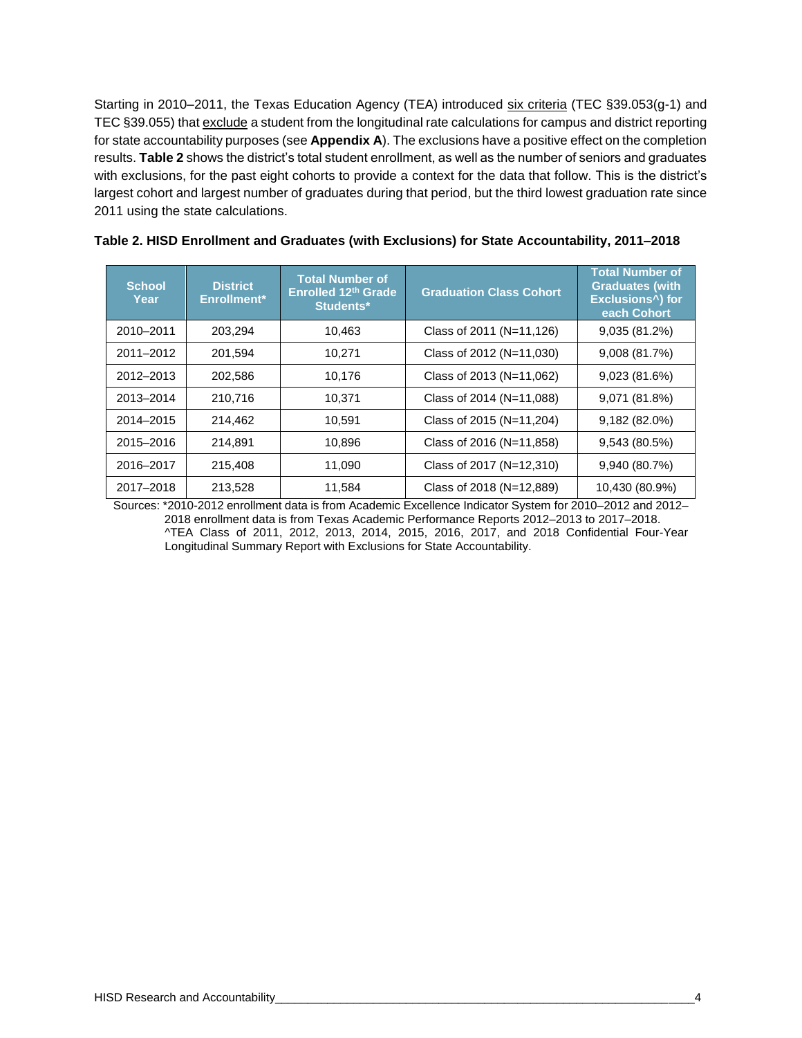Starting in 2010–2011, the Texas Education Agency (TEA) introduced six criteria (TEC §39.053(g-1) and TEC §39.055) that exclude a student from the longitudinal rate calculations for campus and district reporting for state accountability purposes (see **Appendix A**). The exclusions have a positive effect on the completion results. **Table 2** shows the district's total student enrollment, as well as the number of seniors and graduates with exclusions, for the past eight cohorts to provide a context for the data that follow. This is the district's largest cohort and largest number of graduates during that period, but the third lowest graduation rate since 2011 using the state calculations.

**Table 2. HISD Enrollment and Graduates (with Exclusions) for State Accountability, 2011–2018**

| School Year | District Enrollment* | Total Number of Enrolled 12th Grade Students* | Graduation Class Cohort | Total Number of Graduates (with Exclusions^) for each Cohort |
|---|---|---|---|---|
| 2010–2011 | 203,294 | 10,463 | Class of 2011 (N=11,126) | 9,035 (81.2%) |
| 2011–2012 | 201,594 | 10,271 | Class of 2012 (N=11,030) | 9,008 (81.7%) |
| 2012–2013 | 202,586 | 10,176 | Class of 2013 (N=11,062) | 9,023 (81.6%) |
| 2013–2014 | 210,716 | 10,371 | Class of 2014 (N=11,088) | 9,071 (81.8%) |
| 2014–2015 | 214,462 | 10,591 | Class of 2015 (N=11,204) | 9,182 (82.0%) |
| 2015–2016 | 214,891 | 10,896 | Class of 2016 (N=11,858) | 9,543 (80.5%) |
| 2016–2017 | 215,408 | 11,090 | Class of 2017 (N=12,310) | 9,940 (80.7%) |
| 2017–2018 | 213,528 | 11,584 | Class of 2018 (N=12,889) | 10,430 (80.9%) |

Sources: *2010-2012 enrollment data is from Academic Excellence Indicator System for 2010–2012 and 2012–2018 enrollment data is from Texas Academic Performance Reports 2012–2013 to 2017–2018. ^TEA Class of 2011, 2012, 2013, 2014, 2015, 2016, 2017, and 2018 Confidential Four-Year Longitudinal Summary Report with Exclusions for State Accountability.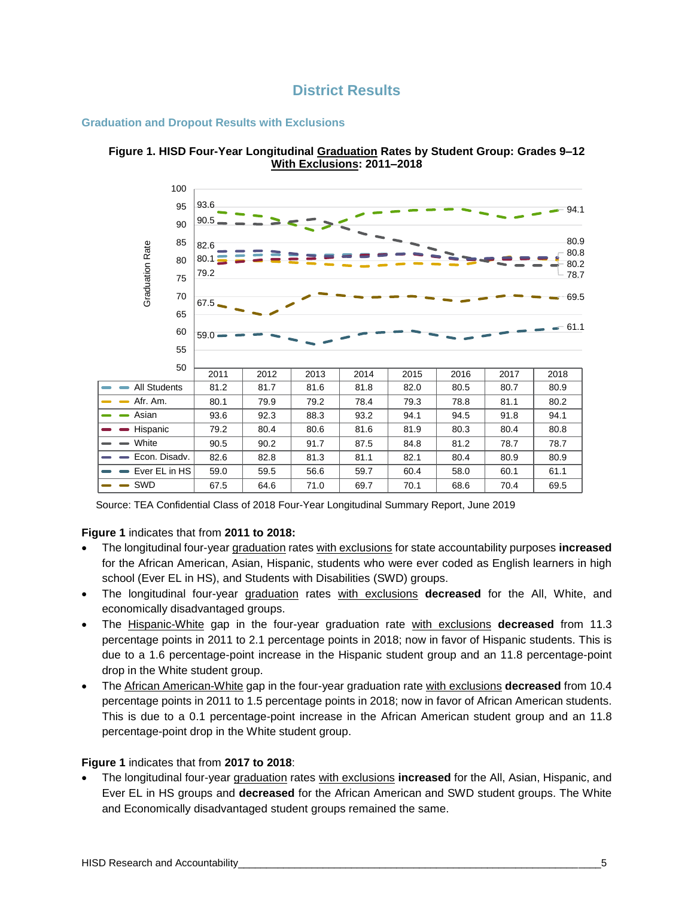# District Results

## Graduation and Dropout Results with Exclusions

**Figure 1. HISD Four-Year Longitudinal Graduation Rates by Student Group: Grades 9–12 With Exclusions: 2011–2018**

| | 2011 | 2012 | 2013 | 2014 | 2015 | 2016 | 2017 | 2018 |
|---|---|---|---|---|---|---|---|---|
| All Students | 81.2 | 81.7 | 81.6 | 81.8 | 82.0 | 80.5 | 80.7 | 80.9 |
| Afr. Am. | 80.1 | 79.9 | 79.2 | 78.4 | 79.3 | 78.8 | 81.1 | 80.2 |
| Asian | 93.6 | 92.3 | 88.3 | 93.2 | 94.1 | 94.5 | 91.8 | 94.1 |
| Hispanic | 79.2 | 80.4 | 80.6 | 81.6 | 81.9 | 80.3 | 80.4 | 80.8 |
| White | 90.5 | 90.2 | 91.7 | 87.5 | 84.8 | 81.2 | 78.7 | 78.7 |
| Econ. Disadv. | 82.6 | 82.8 | 81.3 | 81.1 | 82.1 | 80.4 | 80.9 | 80.9 |
| Ever EL in HS | 59.0 | 59.5 | 56.6 | 59.7 | 60.4 | 58.0 | 60.1 | 61.1 |
| SWD | 67.5 | 64.6 | 71.0 | 69.7 | 70.1 | 68.6 | 70.4 | 69.5 |

Source: TEA Confidential Class of 2018 Four-Year Longitudinal Summary Report, June 2019

**Figure 1** indicates that from **2011 to 2018:**

- The longitudinal four-year graduation rates with exclusions for state accountability purposes **increased** for the African American, Asian, Hispanic, students who were ever coded as English learners in high school (Ever EL in HS), and Students with Disabilities (SWD) groups.
- The longitudinal four-year graduation rates with exclusions **decreased** for the All, White, and economically disadvantaged groups.
- The Hispanic-White gap in the four-year graduation rate with exclusions **decreased** from 11.3 percentage points in 2011 to 2.1 percentage points in 2018; now in favor of Hispanic students. This is due to a 1.6 percentage-point increase in the Hispanic student group and an 11.8 percentage-point drop in the White student group.
- The African American-White gap in the four-year graduation rate with exclusions **decreased** from 10.4 percentage points in 2011 to 1.5 percentage points in 2018; now in favor of African American students. This is due to a 0.1 percentage-point increase in the African American student group and an 11.8 percentage-point drop in the White student group.

**Figure 1** indicates that from **2017 to 2018**:

- The longitudinal four-year graduation rates with exclusions **increased** for the All, Asian, Hispanic, and Ever EL in HS groups and **decreased** for the African American and SWD student groups. The White and Economically disadvantaged student groups remained the same.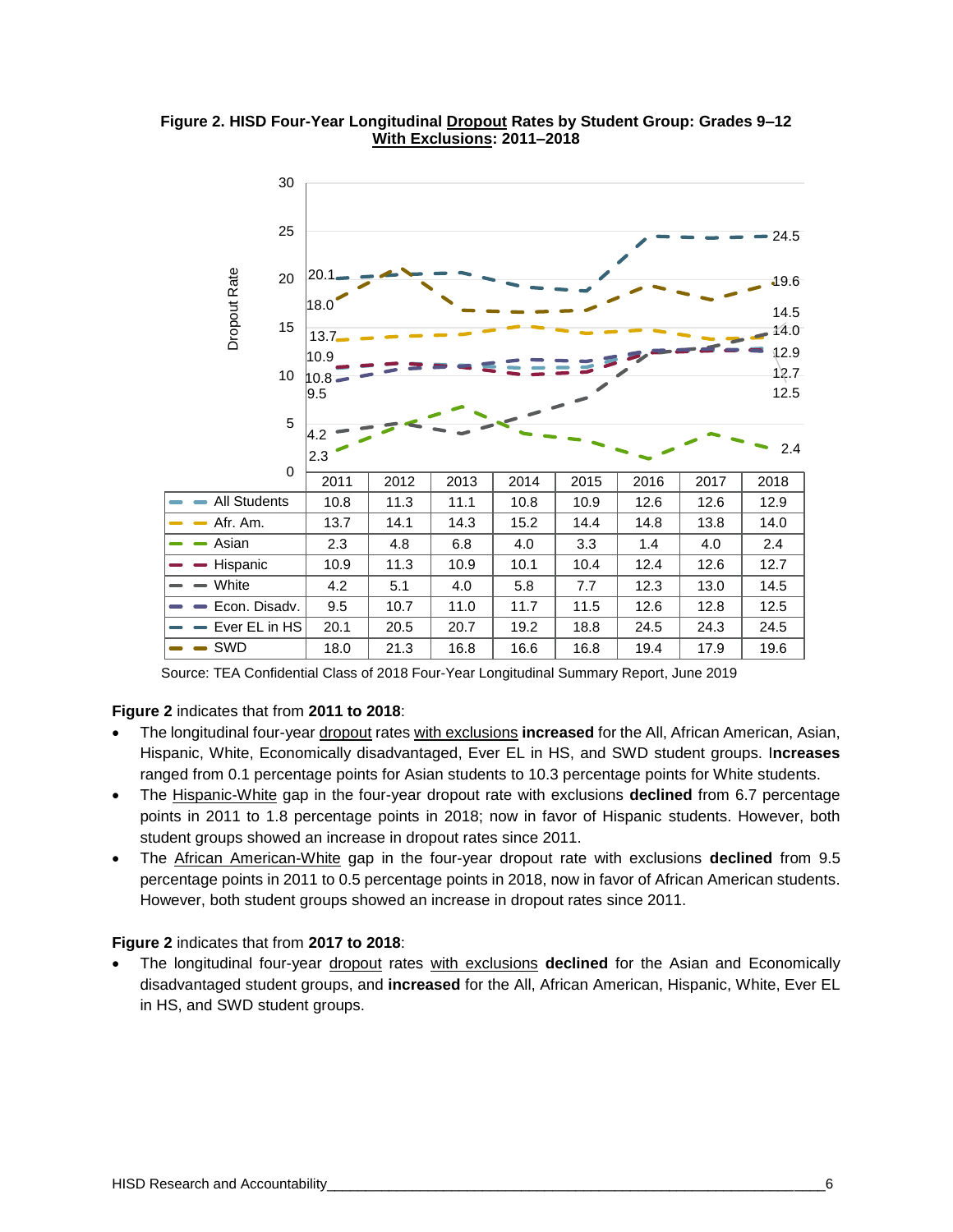**Figure 2. HISD Four-Year Longitudinal Dropout Rates by Student Group: Grades 9–12 With Exclusions: 2011–2018**

| | 2011 | 2012 | 2013 | 2014 | 2015 | 2016 | 2017 | 2018 |
|---|---|---|---|---|---|---|---|---|
| All Students | 10.8 | 11.3 | 11.1 | 10.8 | 10.9 | 12.6 | 12.6 | 12.9 |
| Afr. Am. | 13.7 | 14.1 | 14.3 | 15.2 | 14.4 | 14.8 | 13.8 | 14.0 |
| Asian | 2.3 | 4.8 | 6.8 | 4.0 | 3.3 | 1.4 | 4.0 | 2.4 |
| Hispanic | 10.9 | 11.3 | 10.9 | 10.1 | 10.4 | 12.4 | 12.6 | 12.7 |
| White | 4.2 | 5.1 | 4.0 | 5.8 | 7.7 | 12.3 | 13.0 | 14.5 |
| Econ. Disadv. | 9.5 | 10.7 | 11.0 | 11.7 | 11.5 | 12.6 | 12.8 | 12.5 |
| Ever EL in HS | 20.1 | 20.5 | 20.7 | 19.2 | 18.8 | 24.5 | 24.3 | 24.5 |
| SWD | 18.0 | 21.3 | 16.8 | 16.6 | 16.8 | 19.4 | 17.9 | 19.6 |

Source: TEA Confidential Class of 2018 Four-Year Longitudinal Summary Report, June 2019

**Figure 2** indicates that from **2011 to 2018**:

- The longitudinal four-year dropout rates with exclusions **increased** for the All, African American, Asian, Hispanic, White, Economically disadvantaged, Ever EL in HS, and SWD student groups. I**ncreases** ranged from 0.1 percentage points for Asian students to 10.3 percentage points for White students.
- The Hispanic-White gap in the four-year dropout rate with exclusions **declined** from 6.7 percentage points in 2011 to 1.8 percentage points in 2018; now in favor of Hispanic students. However, both student groups showed an increase in dropout rates since 2011.
- The African American-White gap in the four-year dropout rate with exclusions **declined** from 9.5 percentage points in 2011 to 0.5 percentage points in 2018, now in favor of African American students. However, both student groups showed an increase in dropout rates since 2011.

**Figure 2** indicates that from **2017 to 2018**:

- The longitudinal four-year dropout rates with exclusions **declined** for the Asian and Economically disadvantaged student groups, and **increased** for the All, African American, Hispanic, White, Ever EL in HS, and SWD student groups.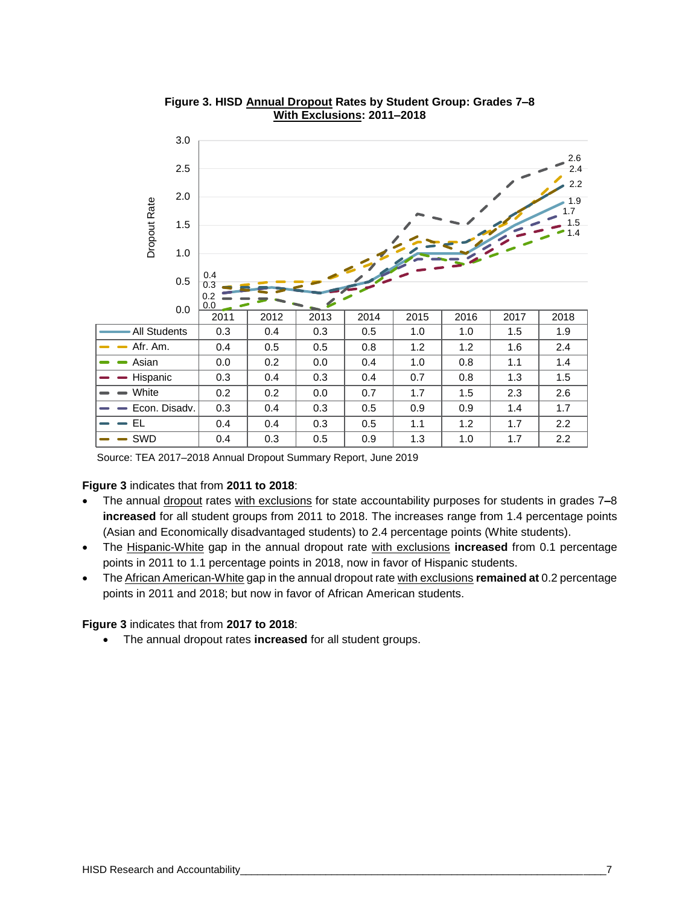**Figure 3. HISD Annual Dropout Rates by Student Group: Grades 7–8 With Exclusions: 2011–2018**

| | 2011 | 2012 | 2013 | 2014 | 2015 | 2016 | 2017 | 2018 |
|---|---|---|---|---|---|---|---|---|
| All Students | 0.3 | 0.4 | 0.3 | 0.5 | 1.0 | 1.0 | 1.5 | 1.9 |
| Afr. Am. | 0.4 | 0.5 | 0.5 | 0.8 | 1.2 | 1.2 | 1.6 | 2.4 |
| Asian | 0.0 | 0.2 | 0.0 | 0.4 | 1.0 | 0.8 | 1.1 | 1.4 |
| Hispanic | 0.3 | 0.4 | 0.3 | 0.4 | 0.7 | 0.8 | 1.3 | 1.5 |
| White | 0.2 | 0.2 | 0.0 | 0.7 | 1.7 | 1.5 | 2.3 | 2.6 |
| Econ. Disadv. | 0.3 | 0.4 | 0.3 | 0.5 | 0.9 | 0.9 | 1.4 | 1.7 |
| EL | 0.4 | 0.4 | 0.3 | 0.5 | 1.1 | 1.2 | 1.7 | 2.2 |
| SWD | 0.4 | 0.3 | 0.5 | 0.9 | 1.3 | 1.0 | 1.7 | 2.2 |

Source: TEA 2017–2018 Annual Dropout Summary Report, June 2019

**Figure 3** indicates that from **2011 to 2018**:

- The annual dropout rates with exclusions for state accountability purposes for students in grades 7–8 **increased** for all student groups from 2011 to 2018. The increases range from 1.4 percentage points (Asian and Economically disadvantaged students) to 2.4 percentage points (White students).
- The Hispanic-White gap in the annual dropout rate with exclusions **increased** from 0.1 percentage points in 2011 to 1.1 percentage points in 2018, now in favor of Hispanic students.
- The African American-White gap in the annual dropout rate with exclusions **remained at** 0.2 percentage points in 2011 and 2018; but now in favor of African American students.

**Figure 3** indicates that from **2017 to 2018**:

- The annual dropout rates **increased** for all student groups.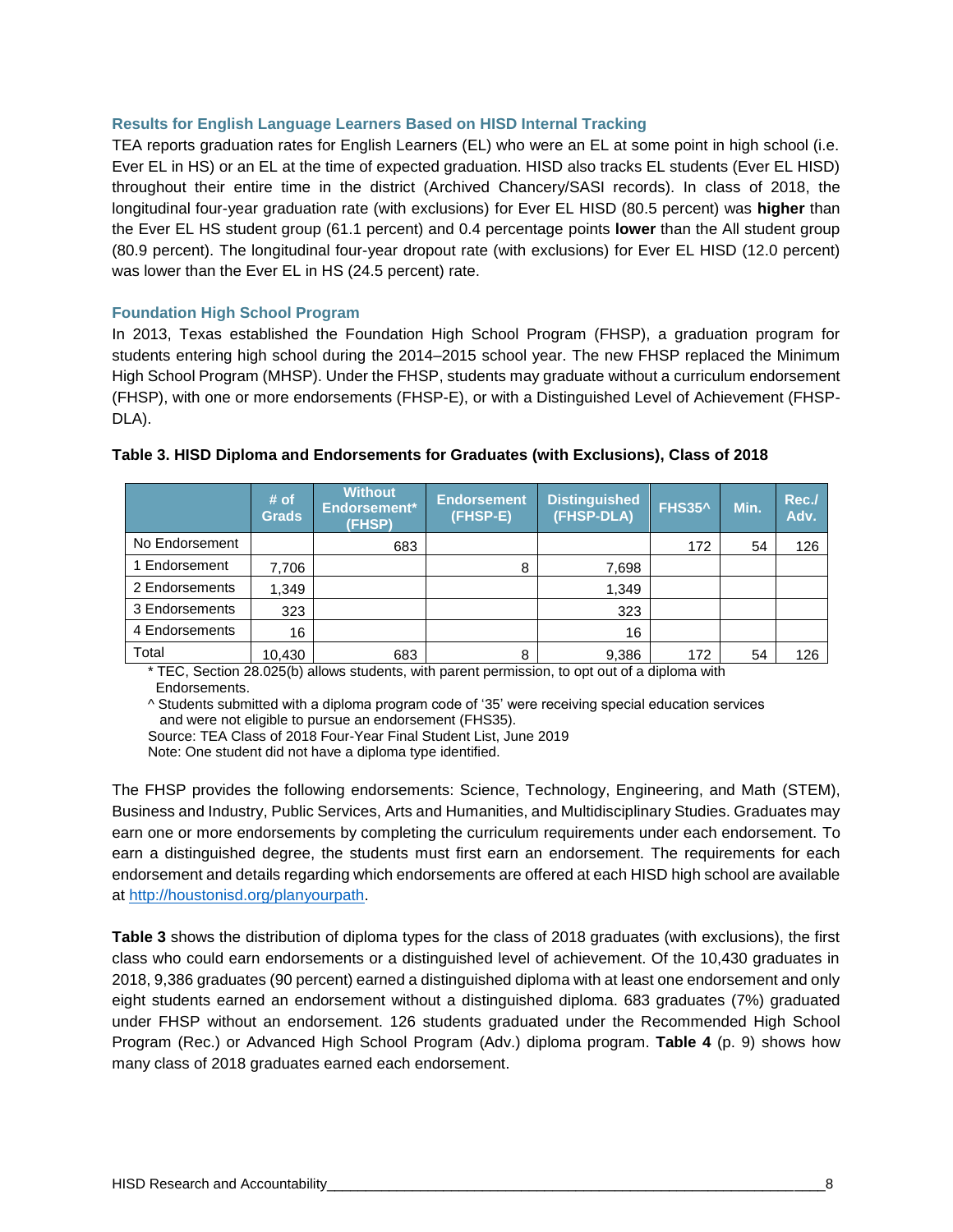### Results for English Language Learners Based on HISD Internal Tracking

TEA reports graduation rates for English Learners (EL) who were an EL at some point in high school (i.e. Ever EL in HS) or an EL at the time of expected graduation. HISD also tracks EL students (Ever EL HISD) throughout their entire time in the district (Archived Chancery/SASI records). In class of 2018, the longitudinal four-year graduation rate (with exclusions) for Ever EL HISD (80.5 percent) was **higher** than the Ever EL HS student group (61.1 percent) and 0.4 percentage points **lower** than the All student group (80.9 percent). The longitudinal four-year dropout rate (with exclusions) for Ever EL HISD (12.0 percent) was lower than the Ever EL in HS (24.5 percent) rate.

### Foundation High School Program

In 2013, Texas established the Foundation High School Program (FHSP), a graduation program for students entering high school during the 2014–2015 school year. The new FHSP replaced the Minimum High School Program (MHSP). Under the FHSP, students may graduate without a curriculum endorsement (FHSP), with one or more endorsements (FHSP-E), or with a Distinguished Level of Achievement (FHSP-DLA).

**Table 3. HISD Diploma and Endorsements for Graduates (with Exclusions), Class of 2018**

| | # of Grads | Without Endorsement* (FHSP) | Endorsement (FHSP-E) | Distinguished (FHSP-DLA) | FHS35^ | Min. | Rec./ Adv. |
|---|---|---|---|---|---|---|---|
| No Endorsement | | 683 | | | 172 | 54 | 126 |
| 1 Endorsement | 7,706 | | 8 | 7,698 | | | |
| 2 Endorsements | 1,349 | | | 1,349 | | | |
| 3 Endorsements | 323 | | | 323 | | | |
| 4 Endorsements | 16 | | | 16 | | | |
| Total | 10,430 | 683 | 8 | 9,386 | 172 | 54 | 126 |

\* TEC, Section 28.025(b) allows students, with parent permission, to opt out of a diploma with Endorsements.

^ Students submitted with a diploma program code of '35' were receiving special education services and were not eligible to pursue an endorsement (FHS35).

Source: TEA Class of 2018 Four-Year Final Student List, June 2019

Note: One student did not have a diploma type identified.

The FHSP provides the following endorsements: Science, Technology, Engineering, and Math (STEM), Business and Industry, Public Services, Arts and Humanities, and Multidisciplinary Studies. Graduates may earn one or more endorsements by completing the curriculum requirements under each endorsement. To earn a distinguished degree, the students must first earn an endorsement. The requirements for each endorsement and details regarding which endorsements are offered at each HISD high school are available at http://houstonisd.org/planyourpath.

**Table 3** shows the distribution of diploma types for the class of 2018 graduates (with exclusions), the first class who could earn endorsements or a distinguished level of achievement. Of the 10,430 graduates in 2018, 9,386 graduates (90 percent) earned a distinguished diploma with at least one endorsement and only eight students earned an endorsement without a distinguished diploma. 683 graduates (7%) graduated under FHSP without an endorsement. 126 students graduated under the Recommended High School Program (Rec.) or Advanced High School Program (Adv.) diploma program. **Table 4** (p. 9) shows how many class of 2018 graduates earned each endorsement.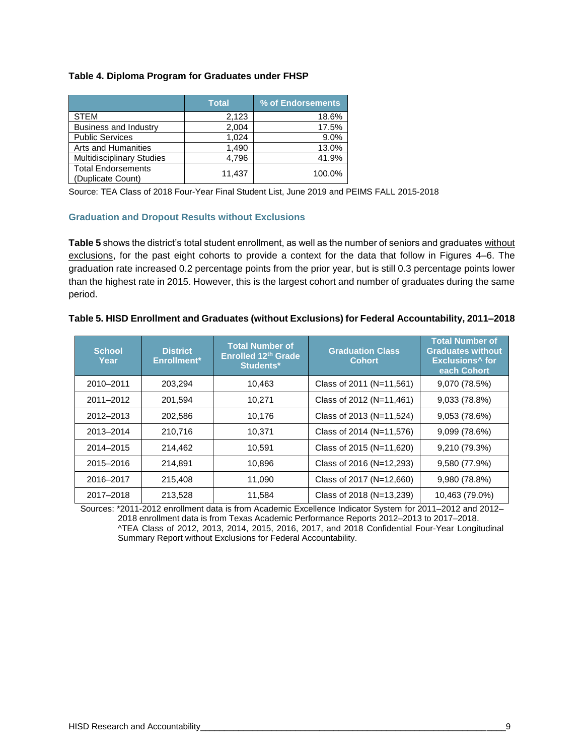**Table 4. Diploma Program for Graduates under FHSP**

| | Total | % of Endorsements |
|---|---|---|
| STEM | 2,123 | 18.6% |
| Business and Industry | 2,004 | 17.5% |
| Public Services | 1,024 | 9.0% |
| Arts and Humanities | 1,490 | 13.0% |
| Multidisciplinary Studies | 4,796 | 41.9% |
| Total Endorsements (Duplicate Count) | 11,437 | 100.0% |

Source: TEA Class of 2018 Four-Year Final Student List, June 2019 and PEIMS FALL 2015-2018

### Graduation and Dropout Results without Exclusions

**Table 5** shows the district's total student enrollment, as well as the number of seniors and graduates without exclusions, for the past eight cohorts to provide a context for the data that follow in Figures 4–6. The graduation rate increased 0.2 percentage points from the prior year, but is still 0.3 percentage points lower than the highest rate in 2015. However, this is the largest cohort and number of graduates during the same period.

**Table 5. HISD Enrollment and Graduates (without Exclusions) for Federal Accountability, 2011–2018**

| School Year | District Enrollment* | Total Number of Enrolled 12th Grade Students* | Graduation Class Cohort | Total Number of Graduates without Exclusions^ for each Cohort |
|---|---|---|---|---|
| 2010–2011 | 203,294 | 10,463 | Class of 2011 (N=11,561) | 9,070 (78.5%) |
| 2011–2012 | 201,594 | 10,271 | Class of 2012 (N=11,461) | 9,033 (78.8%) |
| 2012–2013 | 202,586 | 10,176 | Class of 2013 (N=11,524) | 9,053 (78.6%) |
| 2013–2014 | 210,716 | 10,371 | Class of 2014 (N=11,576) | 9,099 (78.6%) |
| 2014–2015 | 214,462 | 10,591 | Class of 2015 (N=11,620) | 9,210 (79.3%) |
| 2015–2016 | 214,891 | 10,896 | Class of 2016 (N=12,293) | 9,580 (77.9%) |
| 2016–2017 | 215,408 | 11,090 | Class of 2017 (N=12,660) | 9,980 (78.8%) |
| 2017–2018 | 213,528 | 11,584 | Class of 2018 (N=13,239) | 10,463 (79.0%) |

Sources: *2011-2012 enrollment data is from Academic Excellence Indicator System for 2011–2012 and 2012–2018 enrollment data is from Texas Academic Performance Reports 2012–2013 to 2017–2018.
^TEA Class of 2012, 2013, 2014, 2015, 2016, 2017, and 2018 Confidential Four-Year Longitudinal Summary Report without Exclusions for Federal Accountability.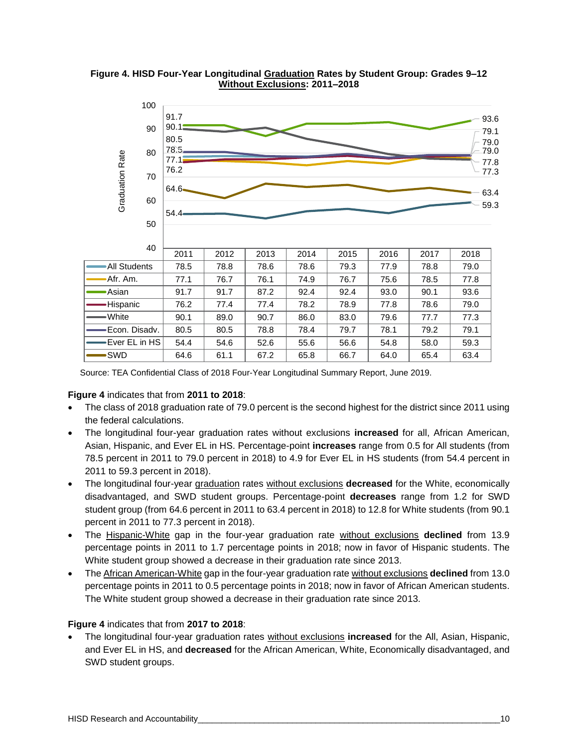**Figure 4. HISD Four-Year Longitudinal Graduation Rates by Student Group: Grades 9–12 Without Exclusions: 2011–2018**

| | 2011 | 2012 | 2013 | 2014 | 2015 | 2016 | 2017 | 2018 |
|---|---|---|---|---|---|---|---|---|
| All Students | 78.5 | 78.8 | 78.6 | 78.6 | 79.3 | 77.9 | 78.8 | 79.0 |
| Afr. Am. | 77.1 | 76.7 | 76.1 | 74.9 | 76.7 | 75.6 | 78.5 | 77.8 |
| Asian | 91.7 | 91.7 | 87.2 | 92.4 | 92.4 | 93.0 | 90.1 | 93.6 |
| Hispanic | 76.2 | 77.4 | 77.4 | 78.2 | 78.9 | 77.8 | 78.6 | 79.0 |
| White | 90.1 | 89.0 | 90.7 | 86.0 | 83.0 | 79.6 | 77.7 | 77.3 |
| Econ. Disadv. | 80.5 | 80.5 | 78.8 | 78.4 | 79.7 | 78.1 | 79.2 | 79.1 |
| Ever EL in HS | 54.4 | 54.6 | 52.6 | 55.6 | 56.6 | 54.8 | 58.0 | 59.3 |
| SWD | 64.6 | 61.1 | 67.2 | 65.8 | 66.7 | 64.0 | 65.4 | 63.4 |

Source: TEA Confidential Class of 2018 Four-Year Longitudinal Summary Report, June 2019.

**Figure 4** indicates that from **2011 to 2018**:

- The class of 2018 graduation rate of 79.0 percent is the second highest for the district since 2011 using the federal calculations.
- The longitudinal four-year graduation rates without exclusions **increased** for all, African American, Asian, Hispanic, and Ever EL in HS. Percentage-point **increases** range from 0.5 for All students (from 78.5 percent in 2011 to 79.0 percent in 2018) to 4.9 for Ever EL in HS students (from 54.4 percent in 2011 to 59.3 percent in 2018).
- The longitudinal four-year graduation rates without exclusions **decreased** for the White, economically disadvantaged, and SWD student groups. Percentage-point **decreases** range from 1.2 for SWD student group (from 64.6 percent in 2011 to 63.4 percent in 2018) to 12.8 for White students (from 90.1 percent in 2011 to 77.3 percent in 2018).
- The Hispanic-White gap in the four-year graduation rate without exclusions **declined** from 13.9 percentage points in 2011 to 1.7 percentage points in 2018; now in favor of Hispanic students. The White student group showed a decrease in their graduation rate since 2013.
- The African American-White gap in the four-year graduation rate without exclusions **declined** from 13.0 percentage points in 2011 to 0.5 percentage points in 2018; now in favor of African American students. The White student group showed a decrease in their graduation rate since 2013.

**Figure 4** indicates that from **2017 to 2018**:

- The longitudinal four-year graduation rates without exclusions **increased** for the All, Asian, Hispanic, and Ever EL in HS, and **decreased** for the African American, White, Economically disadvantaged, and SWD student groups.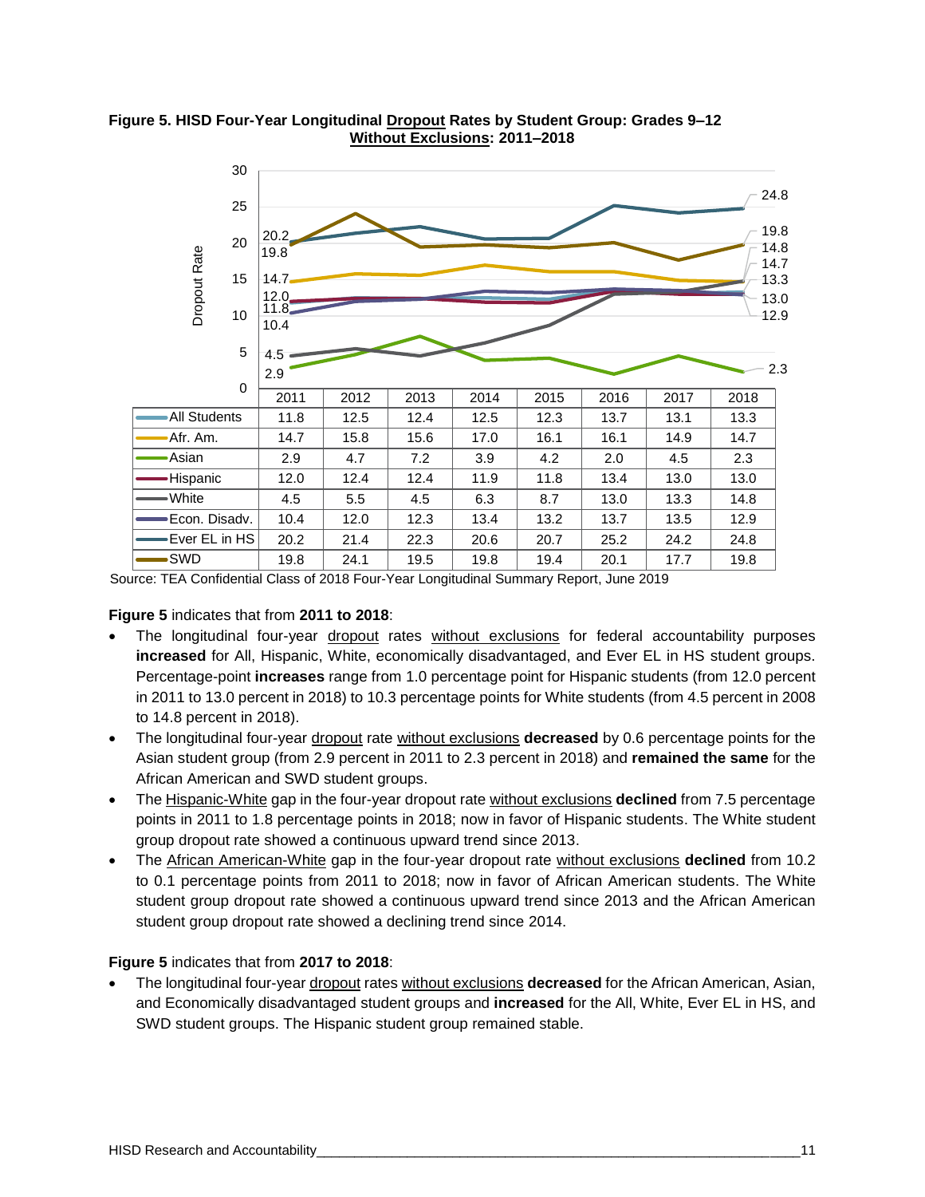**Figure 5. HISD Four-Year Longitudinal Dropout Rates by Student Group: Grades 9–12 Without Exclusions: 2011–2018**

| | 2011 | 2012 | 2013 | 2014 | 2015 | 2016 | 2017 | 2018 |
|---|---|---|---|---|---|---|---|---|
| All Students | 11.8 | 12.5 | 12.4 | 12.5 | 12.3 | 13.7 | 13.1 | 13.3 |
| Afr. Am. | 14.7 | 15.8 | 15.6 | 17.0 | 16.1 | 16.1 | 14.9 | 14.7 |
| Asian | 2.9 | 4.7 | 7.2 | 3.9 | 4.2 | 2.0 | 4.5 | 2.3 |
| Hispanic | 12.0 | 12.4 | 12.4 | 11.9 | 11.8 | 13.4 | 13.0 | 13.0 |
| White | 4.5 | 5.5 | 4.5 | 6.3 | 8.7 | 13.0 | 13.3 | 14.8 |
| Econ. Disadv. | 10.4 | 12.0 | 12.3 | 13.4 | 13.2 | 13.7 | 13.5 | 12.9 |
| Ever EL in HS | 20.2 | 21.4 | 22.3 | 20.6 | 20.7 | 25.2 | 24.2 | 24.8 |
| SWD | 19.8 | 24.1 | 19.5 | 19.8 | 19.4 | 20.1 | 17.7 | 19.8 |

Source: TEA Confidential Class of 2018 Four-Year Longitudinal Summary Report, June 2019

**Figure 5** indicates that from **2011 to 2018**:

- The longitudinal four-year dropout rates without exclusions for federal accountability purposes **increased** for All, Hispanic, White, economically disadvantaged, and Ever EL in HS student groups. Percentage-point **increases** range from 1.0 percentage point for Hispanic students (from 12.0 percent in 2011 to 13.0 percent in 2018) to 10.3 percentage points for White students (from 4.5 percent in 2008 to 14.8 percent in 2018).
- The longitudinal four-year dropout rate without exclusions **decreased** by 0.6 percentage points for the Asian student group (from 2.9 percent in 2011 to 2.3 percent in 2018) and **remained the same** for the African American and SWD student groups.
- The Hispanic-White gap in the four-year dropout rate without exclusions **declined** from 7.5 percentage points in 2011 to 1.8 percentage points in 2018; now in favor of Hispanic students. The White student group dropout rate showed a continuous upward trend since 2013.
- The African American-White gap in the four-year dropout rate without exclusions **declined** from 10.2 to 0.1 percentage points from 2011 to 2018; now in favor of African American students. The White student group dropout rate showed a continuous upward trend since 2013 and the African American student group dropout rate showed a declining trend since 2014.

**Figure 5** indicates that from **2017 to 2018**:

- The longitudinal four-year dropout rates without exclusions **decreased** for the African American, Asian, and Economically disadvantaged student groups and **increased** for the All, White, Ever EL in HS, and SWD student groups. The Hispanic student group remained stable.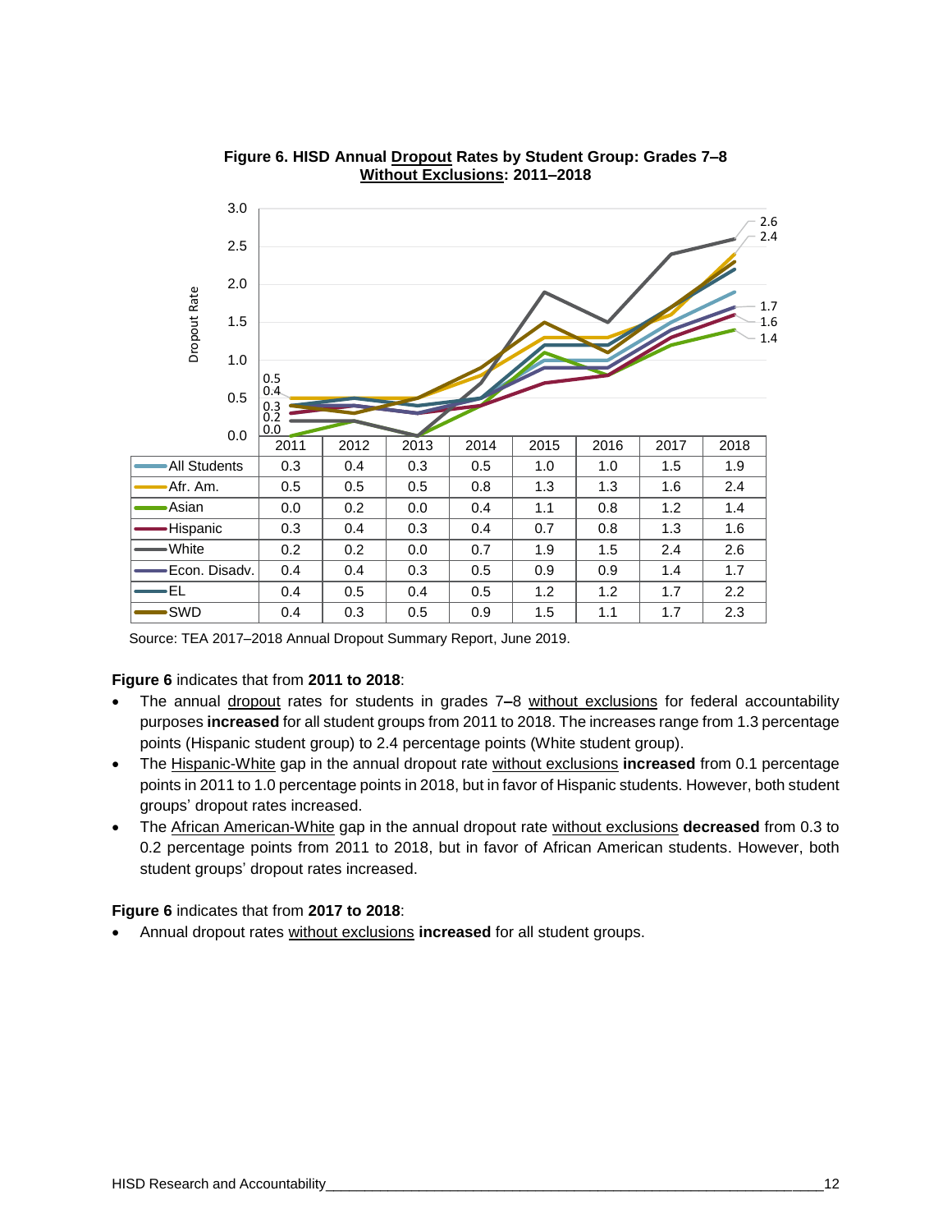**Figure 6. HISD Annual Dropout Rates by Student Group: Grades 7–8 Without Exclusions: 2011–2018**

| | 2011 | 2012 | 2013 | 2014 | 2015 | 2016 | 2017 | 2018 |
|---|---|---|---|---|---|---|---|---|
| All Students | 0.3 | 0.4 | 0.3 | 0.5 | 1.0 | 1.0 | 1.5 | 1.9 |
| Afr. Am. | 0.5 | 0.5 | 0.5 | 0.8 | 1.3 | 1.3 | 1.6 | 2.4 |
| Asian | 0.0 | 0.2 | 0.0 | 0.4 | 1.1 | 0.8 | 1.2 | 1.4 |
| Hispanic | 0.3 | 0.4 | 0.3 | 0.4 | 0.7 | 0.8 | 1.3 | 1.6 |
| White | 0.2 | 0.2 | 0.0 | 0.7 | 1.9 | 1.5 | 2.4 | 2.6 |
| Econ. Disadv. | 0.4 | 0.4 | 0.3 | 0.5 | 0.9 | 0.9 | 1.4 | 1.7 |
| EL | 0.4 | 0.5 | 0.4 | 0.5 | 1.2 | 1.2 | 1.7 | 2.2 |
| SWD | 0.4 | 0.3 | 0.5 | 0.9 | 1.5 | 1.1 | 1.7 | 2.3 |

Source: TEA 2017–2018 Annual Dropout Summary Report, June 2019.

**Figure 6** indicates that from **2011 to 2018**:

- The annual dropout rates for students in grades 7**–**8 without exclusions for federal accountability purposes **increased** for all student groups from 2011 to 2018. The increases range from 1.3 percentage points (Hispanic student group) to 2.4 percentage points (White student group).
- The Hispanic-White gap in the annual dropout rate without exclusions **increased** from 0.1 percentage points in 2011 to 1.0 percentage points in 2018, but in favor of Hispanic students. However, both student groups' dropout rates increased.
- The African American-White gap in the annual dropout rate without exclusions **decreased** from 0.3 to 0.2 percentage points from 2011 to 2018, but in favor of African American students. However, both student groups' dropout rates increased.

**Figure 6** indicates that from **2017 to 2018**:

- Annual dropout rates without exclusions **increased** for all student groups.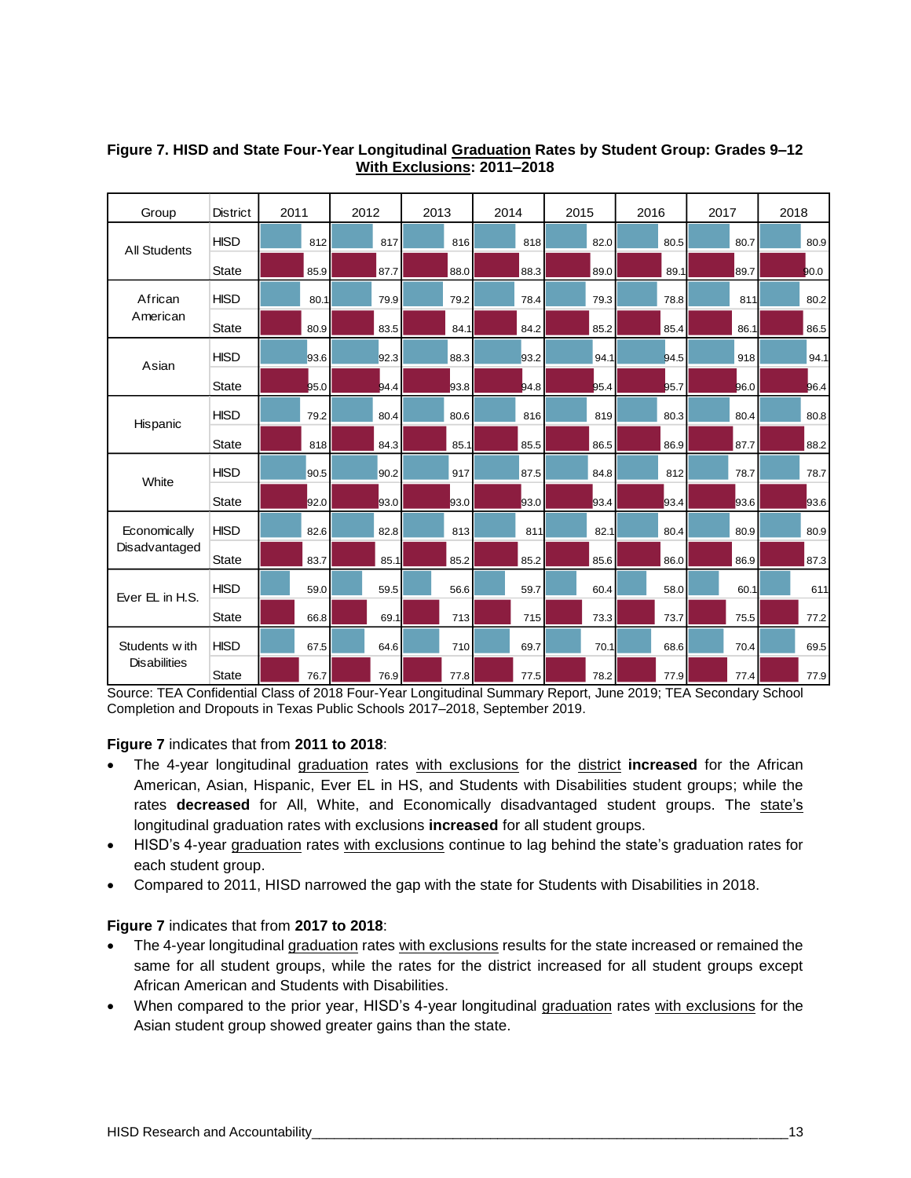**Figure 7. HISD and State Four-Year Longitudinal Graduation Rates by Student Group: Grades 9–12 With Exclusions: 2011–2018**

| Group | District | 2011 | 2012 | 2013 | 2014 | 2015 | 2016 | 2017 | 2018 |
|---|---|---|---|---|---|---|---|---|---|
| All Students | HISD | 81.2 | 81.7 | 81.6 | 81.8 | 82.0 | 80.5 | 80.7 | 80.9 |
| | State | 85.9 | 87.7 | 88.0 | 88.3 | 89.0 | 89.1 | 89.7 | 90.0 |
| African American | HISD | 80.1 | 79.9 | 79.2 | 78.4 | 79.3 | 78.8 | 81.1 | 80.2 |
| | State | 80.9 | 83.5 | 84.1 | 84.2 | 85.2 | 85.4 | 86.1 | 86.5 |
| Asian | HISD | 93.6 | 92.3 | 88.3 | 93.2 | 94.1 | 94.5 | 91.8 | 94.1 |
| | State | 95.0 | 94.4 | 93.8 | 94.8 | 95.4 | 95.7 | 96.0 | 96.4 |
| Hispanic | HISD | 79.2 | 80.4 | 80.6 | 81.6 | 81.9 | 80.3 | 80.4 | 80.8 |
| | State | 81.8 | 84.3 | 85.1 | 85.5 | 86.5 | 86.9 | 87.7 | 88.2 |
| White | HISD | 90.5 | 90.2 | 91.7 | 87.5 | 84.8 | 81.2 | 78.7 | 78.7 |
| | State | 92.0 | 93.0 | 93.0 | 93.0 | 93.4 | 93.4 | 93.6 | 93.6 |
| Economically Disadvantaged | HISD | 82.6 | 82.8 | 81.3 | 81.1 | 82.1 | 80.4 | 80.9 | 80.9 |
| | State | 83.7 | 85.1 | 85.2 | 85.2 | 85.6 | 86.0 | 86.9 | 87.3 |
| Ever EL in H.S. | HISD | 59.0 | 59.5 | 56.6 | 59.7 | 60.4 | 58.0 | 60.1 | 61.1 |
| | State | 66.8 | 69.1 | 71.3 | 71.5 | 73.3 | 73.7 | 75.5 | 77.2 |
| Students with Disabilities | HISD | 67.5 | 64.6 | 71.0 | 69.7 | 70.1 | 68.6 | 70.4 | 69.5 |
| | State | 76.7 | 76.9 | 77.8 | 77.5 | 78.2 | 77.9 | 77.4 | 77.9 |

Source: TEA Confidential Class of 2018 Four-Year Longitudinal Summary Report, June 2019; TEA Secondary School Completion and Dropouts in Texas Public Schools 2017–2018, September 2019.

**Figure 7** indicates that from **2011 to 2018**:

- The 4-year longitudinal graduation rates with exclusions for the district **increased** for the African American, Asian, Hispanic, Ever EL in HS, and Students with Disabilities student groups; while the rates **decreased** for All, White, and Economically disadvantaged student groups. The state's longitudinal graduation rates with exclusions **increased** for all student groups.
- HISD's 4-year graduation rates with exclusions continue to lag behind the state's graduation rates for each student group.
- Compared to 2011, HISD narrowed the gap with the state for Students with Disabilities in 2018.

**Figure 7** indicates that from **2017 to 2018**:

- The 4-year longitudinal graduation rates with exclusions results for the state increased or remained the same for all student groups, while the rates for the district increased for all student groups except African American and Students with Disabilities.
- When compared to the prior year, HISD's 4-year longitudinal graduation rates with exclusions for the Asian student group showed greater gains than the state.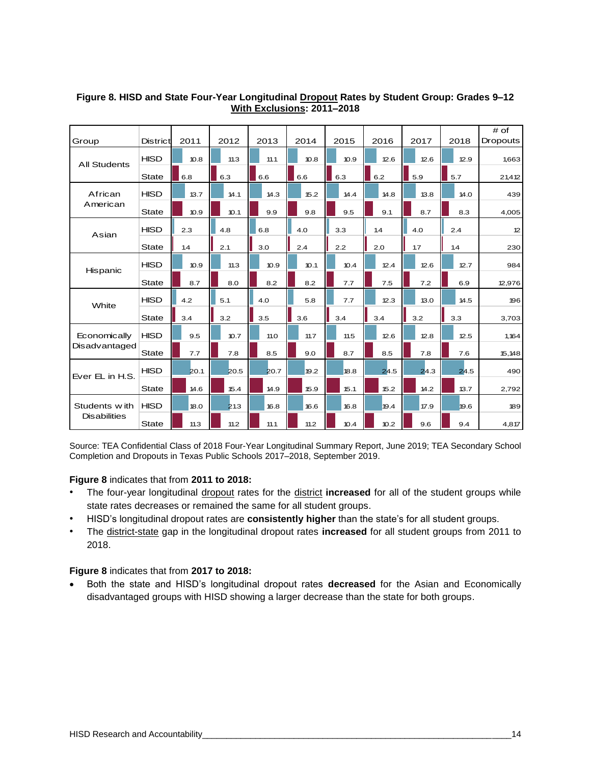**Figure 8. HISD and State Four-Year Longitudinal Dropout Rates by Student Group: Grades 9–12 With Exclusions: 2011–2018**

| Group | District | 2011 | 2012 | 2013 | 2014 | 2015 | 2016 | 2017 | 2018 | # of Dropouts |
|---|---|---|---|---|---|---|---|---|---|---|
| All Students | HISD | 10.8 | 11.3 | 11.1 | 10.8 | 10.9 | 12.6 | 12.6 | 12.9 | 1,663 |
| | State | 6.8 | 6.3 | 6.6 | 6.6 | 6.3 | 6.2 | 5.9 | 5.7 | 21,412 |
| African American | HISD | 13.7 | 14.1 | 14.3 | 15.2 | 14.4 | 14.8 | 13.8 | 14.0 | 439 |
| | State | 10.9 | 10.1 | 9.9 | 9.8 | 9.5 | 9.1 | 8.7 | 8.3 | 4,005 |
| Asian | HISD | 2.3 | 4.8 | 6.8 | 4.0 | 3.3 | 1.4 | 4.0 | 2.4 | 12 |
| | State | 1.4 | 2.1 | 3.0 | 2.4 | 2.2 | 2.0 | 1.7 | 1.4 | 230 |
| Hispanic | HISD | 10.9 | 11.3 | 10.9 | 10.1 | 10.4 | 12.4 | 12.6 | 12.7 | 984 |
| | State | 8.7 | 8.0 | 8.2 | 8.2 | 7.7 | 7.5 | 7.2 | 6.9 | 12,976 |
| White | HISD | 4.2 | 5.1 | 4.0 | 5.8 | 7.7 | 12.3 | 13.0 | 14.5 | 196 |
| | State | 3.4 | 3.2 | 3.5 | 3.6 | 3.4 | 3.4 | 3.2 | 3.3 | 3,703 |
| Economically Disadvantaged | HISD | 9.5 | 10.7 | 11.0 | 11.7 | 11.5 | 12.6 | 12.8 | 12.5 | 1,164 |
| | State | 7.7 | 7.8 | 8.5 | 9.0 | 8.7 | 8.5 | 7.8 | 7.6 | 15,148 |
| Ever EL in H.S. | HISD | 20.1 | 20.5 | 20.7 | 19.2 | 18.8 | 24.5 | 24.3 | 24.5 | 490 |
| | State | 14.6 | 15.4 | 14.9 | 15.9 | 15.1 | 15.2 | 14.2 | 13.7 | 2,792 |
| Students with Disabilities | HISD | 18.0 | 21.3 | 16.8 | 16.6 | 16.8 | 19.4 | 17.9 | 19.6 | 189 |
| | State | 11.3 | 11.2 | 11.1 | 11.2 | 10.4 | 10.2 | 9.6 | 9.4 | 4,817 |

Source: TEA Confidential Class of 2018 Four-Year Longitudinal Summary Report, June 2019; TEA Secondary School Completion and Dropouts in Texas Public Schools 2017–2018, September 2019.

**Figure 8** indicates that from **2011 to 2018:**

- The four-year longitudinal dropout rates for the district **increased** for all of the student groups while state rates decreases or remained the same for all student groups.
- HISD's longitudinal dropout rates are **consistently higher** than the state's for all student groups.
- The district-state gap in the longitudinal dropout rates **increased** for all student groups from 2011 to 2018.

**Figure 8** indicates that from **2017 to 2018:**

- Both the state and HISD's longitudinal dropout rates **decreased** for the Asian and Economically disadvantaged groups with HISD showing a larger decrease than the state for both groups.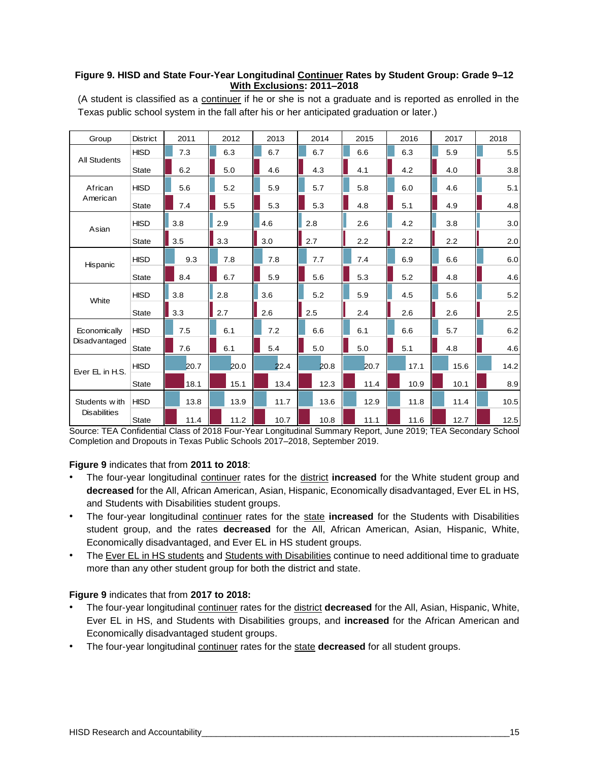**Figure 9. HISD and State Four-Year Longitudinal Continuer Rates by Student Group: Grade 9–12 With Exclusions: 2011–2018**

(A student is classified as a continuer if he or she is not a graduate and is reported as enrolled in the Texas public school system in the fall after his or her anticipated graduation or later.)

| Group | District | 2011 | 2012 | 2013 | 2014 | 2015 | 2016 | 2017 | 2018 |
|---|---|---|---|---|---|---|---|---|---|
| All Students | HISD | 7.3 | 6.3 | 6.7 | 6.7 | 6.6 | 6.3 | 5.9 | 5.5 |
| | State | 6.2 | 5.0 | 4.6 | 4.3 | 4.1 | 4.2 | 4.0 | 3.8 |
| African American | HISD | 5.6 | 5.2 | 5.9 | 5.7 | 5.8 | 6.0 | 4.6 | 5.1 |
| | State | 7.4 | 5.5 | 5.3 | 5.3 | 4.8 | 5.1 | 4.9 | 4.8 |
| Asian | HISD | 3.8 | 2.9 | 4.6 | 2.8 | 2.6 | 4.2 | 3.8 | 3.0 |
| | State | 3.5 | 3.3 | 3.0 | 2.7 | 2.2 | 2.2 | 2.2 | 2.0 |
| Hispanic | HISD | 9.3 | 7.8 | 7.8 | 7.7 | 7.4 | 6.9 | 6.6 | 6.0 |
| | State | 8.4 | 6.7 | 5.9 | 5.6 | 5.3 | 5.2 | 4.8 | 4.6 |
| White | HISD | 3.8 | 2.8 | 3.6 | 5.2 | 5.9 | 4.5 | 5.6 | 5.2 |
| | State | 3.3 | 2.7 | 2.6 | 2.5 | 2.4 | 2.6 | 2.6 | 2.5 |
| Economically Disadvantaged | HISD | 7.5 | 6.1 | 7.2 | 6.6 | 6.1 | 6.6 | 5.7 | 6.2 |
| | State | 7.6 | 6.1 | 5.4 | 5.0 | 5.0 | 5.1 | 4.8 | 4.6 |
| Ever EL in H.S. | HISD | 20.7 | 20.0 | 22.4 | 20.8 | 20.7 | 17.1 | 15.6 | 14.2 |
| | State | 18.1 | 15.1 | 13.4 | 12.3 | 11.4 | 10.9 | 10.1 | 8.9 |
| Students with Disabilities | HISD | 13.8 | 13.9 | 11.7 | 13.6 | 12.9 | 11.8 | 11.4 | 10.5 |
| | State | 11.4 | 11.2 | 10.7 | 10.8 | 11.1 | 11.6 | 12.7 | 12.5 |

Source: TEA Confidential Class of 2018 Four-Year Longitudinal Summary Report, June 2019; TEA Secondary School Completion and Dropouts in Texas Public Schools 2017–2018, September 2019.

**Figure 9** indicates that from **2011 to 2018**:

- The four-year longitudinal continuer rates for the district **increased** for the White student group and **decreased** for the All, African American, Asian, Hispanic, Economically disadvantaged, Ever EL in HS, and Students with Disabilities student groups.
- The four-year longitudinal continuer rates for the state **increased** for the Students with Disabilities student group, and the rates **decreased** for the All, African American, Asian, Hispanic, White, Economically disadvantaged, and Ever EL in HS student groups.
- The Ever EL in HS students and Students with Disabilities continue to need additional time to graduate more than any other student group for both the district and state.

**Figure 9** indicates that from **2017 to 2018:**

- The four-year longitudinal continuer rates for the district **decreased** for the All, Asian, Hispanic, White, Ever EL in HS, and Students with Disabilities groups, and **increased** for the African American and Economically disadvantaged student groups.
- The four-year longitudinal continuer rates for the state **decreased** for all student groups.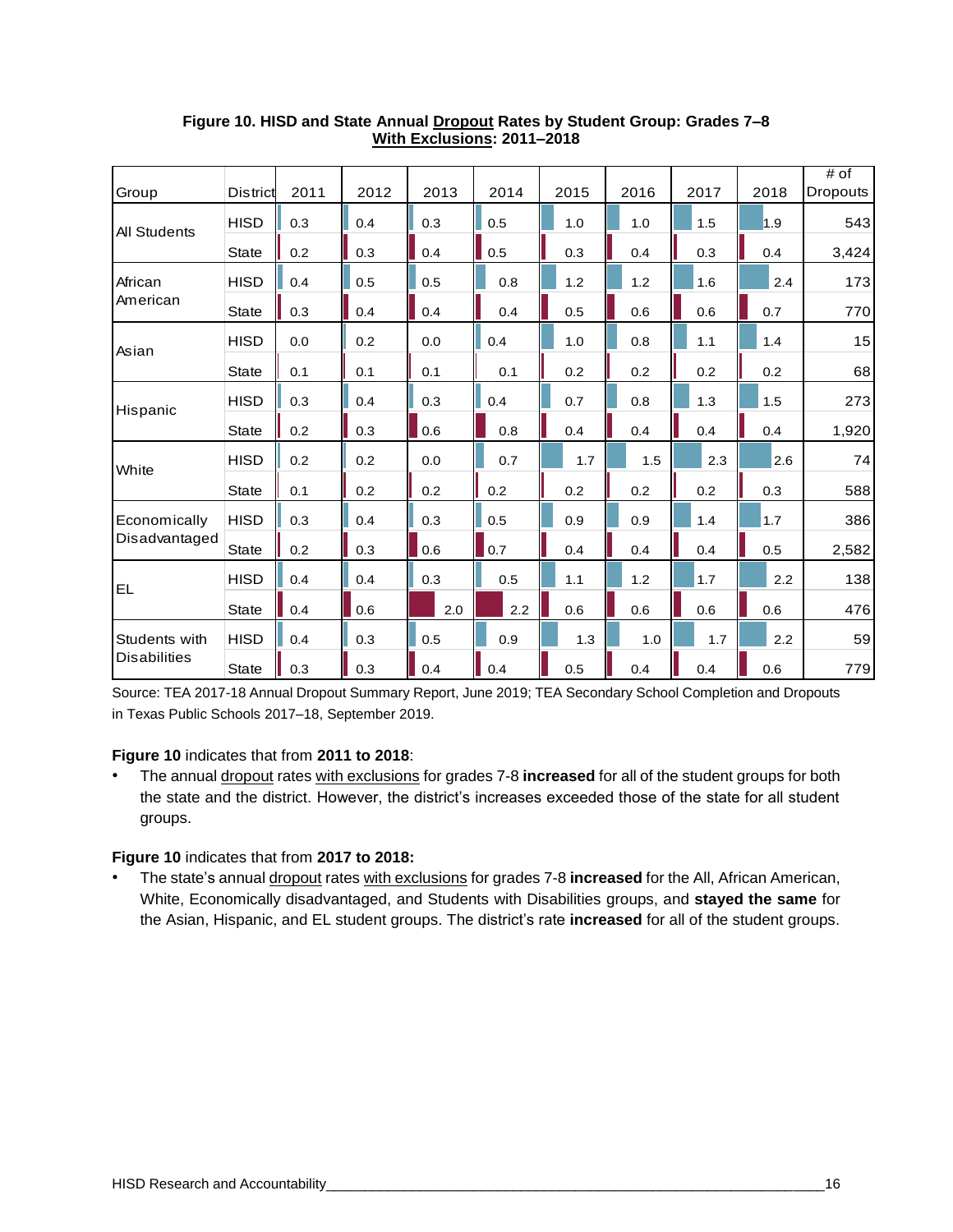**Figure 10. HISD and State Annual Dropout Rates by Student Group: Grades 7–8 With Exclusions: 2011–2018**

| Group | District | 2011 | 2012 | 2013 | 2014 | 2015 | 2016 | 2017 | 2018 | # of Dropouts |
|---|---|---|---|---|---|---|---|---|---|---|
| All Students | HISD | 0.3 | 0.4 | 0.3 | 0.5 | 1.0 | 1.0 | 1.5 | 1.9 | 543 |
| | State | 0.2 | 0.3 | 0.4 | 0.5 | 0.3 | 0.4 | 0.3 | 0.4 | 3,424 |
| African American | HISD | 0.4 | 0.5 | 0.5 | 0.8 | 1.2 | 1.2 | 1.6 | 2.4 | 173 |
| | State | 0.3 | 0.4 | 0.4 | 0.4 | 0.5 | 0.6 | 0.6 | 0.7 | 770 |
| Asian | HISD | 0.0 | 0.2 | 0.0 | 0.4 | 1.0 | 0.8 | 1.1 | 1.4 | 15 |
| | State | 0.1 | 0.1 | 0.1 | 0.1 | 0.2 | 0.2 | 0.2 | 0.2 | 68 |
| Hispanic | HISD | 0.3 | 0.4 | 0.3 | 0.4 | 0.7 | 0.8 | 1.3 | 1.5 | 273 |
| | State | 0.2 | 0.3 | 0.6 | 0.8 | 0.4 | 0.4 | 0.4 | 0.4 | 1,920 |
| White | HISD | 0.2 | 0.2 | 0.0 | 0.7 | 1.7 | 1.5 | 2.3 | 2.6 | 74 |
| | State | 0.1 | 0.2 | 0.2 | 0.2 | 0.2 | 0.2 | 0.2 | 0.3 | 588 |
| Economically Disadvantaged | HISD | 0.3 | 0.4 | 0.3 | 0.5 | 0.9 | 0.9 | 1.4 | 1.7 | 386 |
| | State | 0.2 | 0.3 | 0.6 | 0.7 | 0.4 | 0.4 | 0.4 | 0.5 | 2,582 |
| EL | HISD | 0.4 | 0.4 | 0.3 | 0.5 | 1.1 | 1.2 | 1.7 | 2.2 | 138 |
| | State | 0.4 | 0.6 | 2.0 | 2.2 | 0.6 | 0.6 | 0.6 | 0.6 | 476 |
| Students with Disabilities | HISD | 0.4 | 0.3 | 0.5 | 0.9 | 1.3 | 1.0 | 1.7 | 2.2 | 59 |
| | State | 0.3 | 0.3 | 0.4 | 0.4 | 0.5 | 0.4 | 0.4 | 0.6 | 779 |

Source: TEA 2017-18 Annual Dropout Summary Report, June 2019; TEA Secondary School Completion and Dropouts in Texas Public Schools 2017–18, September 2019.

**Figure 10** indicates that from **2011 to 2018**:

- The annual dropout rates with exclusions for grades 7-8 **increased** for all of the student groups for both the state and the district. However, the district's increases exceeded those of the state for all student groups.

**Figure 10** indicates that from **2017 to 2018:**

- The state's annual dropout rates with exclusions for grades 7-8 **increased** for the All, African American, White, Economically disadvantaged, and Students with Disabilities groups, and **stayed the same** for the Asian, Hispanic, and EL student groups. The district's rate **increased** for all of the student groups.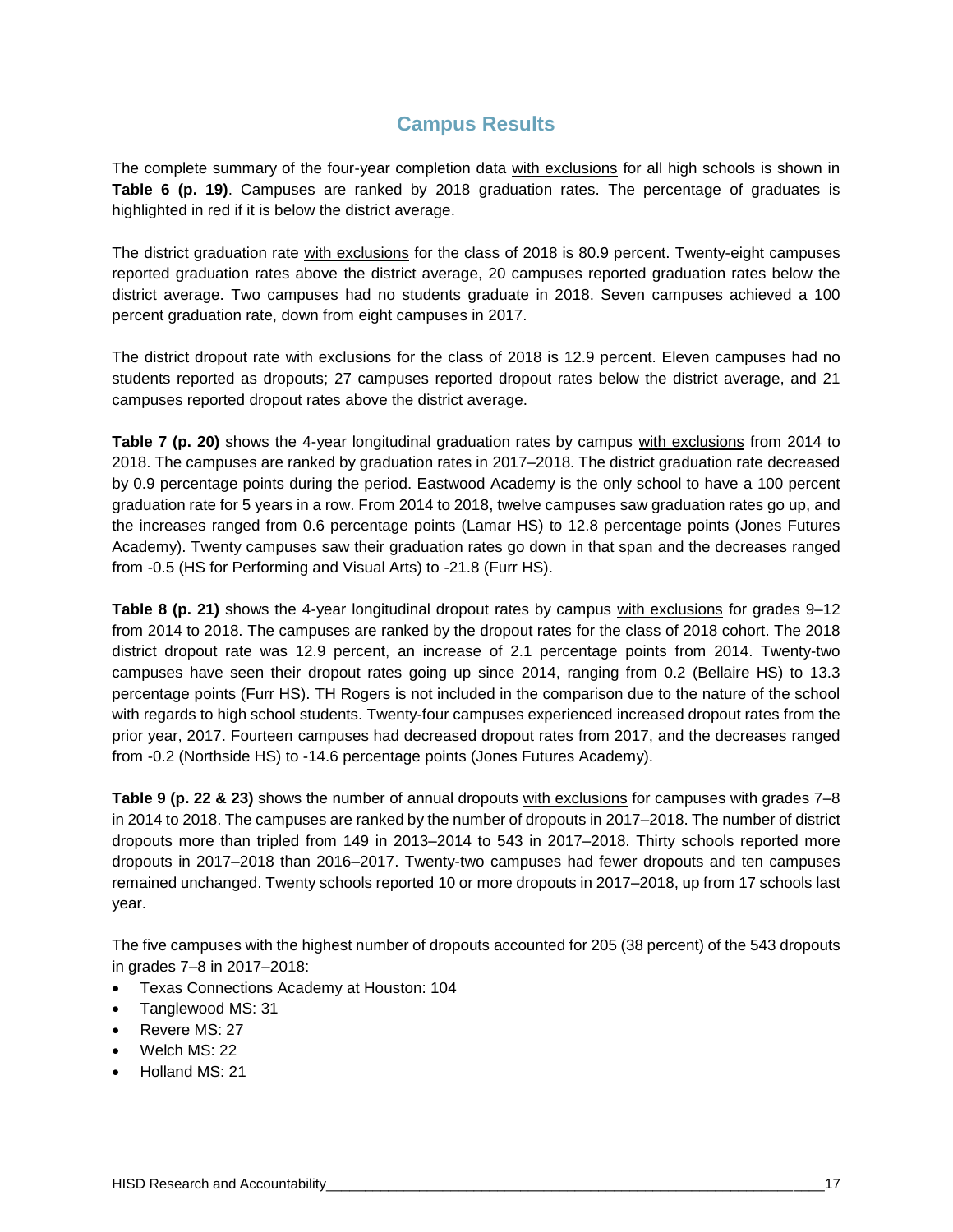## Campus Results

The complete summary of the four-year completion data with exclusions for all high schools is shown in **Table 6 (p. 19)**. Campuses are ranked by 2018 graduation rates. The percentage of graduates is highlighted in red if it is below the district average.

The district graduation rate with exclusions for the class of 2018 is 80.9 percent. Twenty-eight campuses reported graduation rates above the district average, 20 campuses reported graduation rates below the district average. Two campuses had no students graduate in 2018. Seven campuses achieved a 100 percent graduation rate, down from eight campuses in 2017.

The district dropout rate with exclusions for the class of 2018 is 12.9 percent. Eleven campuses had no students reported as dropouts; 27 campuses reported dropout rates below the district average, and 21 campuses reported dropout rates above the district average.

**Table 7 (p. 20)** shows the 4-year longitudinal graduation rates by campus with exclusions from 2014 to 2018. The campuses are ranked by graduation rates in 2017–2018. The district graduation rate decreased by 0.9 percentage points during the period. Eastwood Academy is the only school to have a 100 percent graduation rate for 5 years in a row. From 2014 to 2018, twelve campuses saw graduation rates go up, and the increases ranged from 0.6 percentage points (Lamar HS) to 12.8 percentage points (Jones Futures Academy). Twenty campuses saw their graduation rates go down in that span and the decreases ranged from -0.5 (HS for Performing and Visual Arts) to -21.8 (Furr HS).

**Table 8 (p. 21)** shows the 4-year longitudinal dropout rates by campus with exclusions for grades 9–12 from 2014 to 2018. The campuses are ranked by the dropout rates for the class of 2018 cohort. The 2018 district dropout rate was 12.9 percent, an increase of 2.1 percentage points from 2014. Twenty-two campuses have seen their dropout rates going up since 2014, ranging from 0.2 (Bellaire HS) to 13.3 percentage points (Furr HS). TH Rogers is not included in the comparison due to the nature of the school with regards to high school students. Twenty-four campuses experienced increased dropout rates from the prior year, 2017. Fourteen campuses had decreased dropout rates from 2017, and the decreases ranged from -0.2 (Northside HS) to -14.6 percentage points (Jones Futures Academy).

**Table 9 (p. 22 & 23)** shows the number of annual dropouts with exclusions for campuses with grades 7–8 in 2014 to 2018. The campuses are ranked by the number of dropouts in 2017–2018. The number of district dropouts more than tripled from 149 in 2013–2014 to 543 in 2017–2018. Thirty schools reported more dropouts in 2017–2018 than 2016–2017. Twenty-two campuses had fewer dropouts and ten campuses remained unchanged. Twenty schools reported 10 or more dropouts in 2017–2018, up from 17 schools last year.

The five campuses with the highest number of dropouts accounted for 205 (38 percent) of the 543 dropouts in grades 7–8 in 2017–2018:

- Texas Connections Academy at Houston: 104
- Tanglewood MS: 31
- Revere MS: 27
- Welch MS: 22
- Holland MS: 21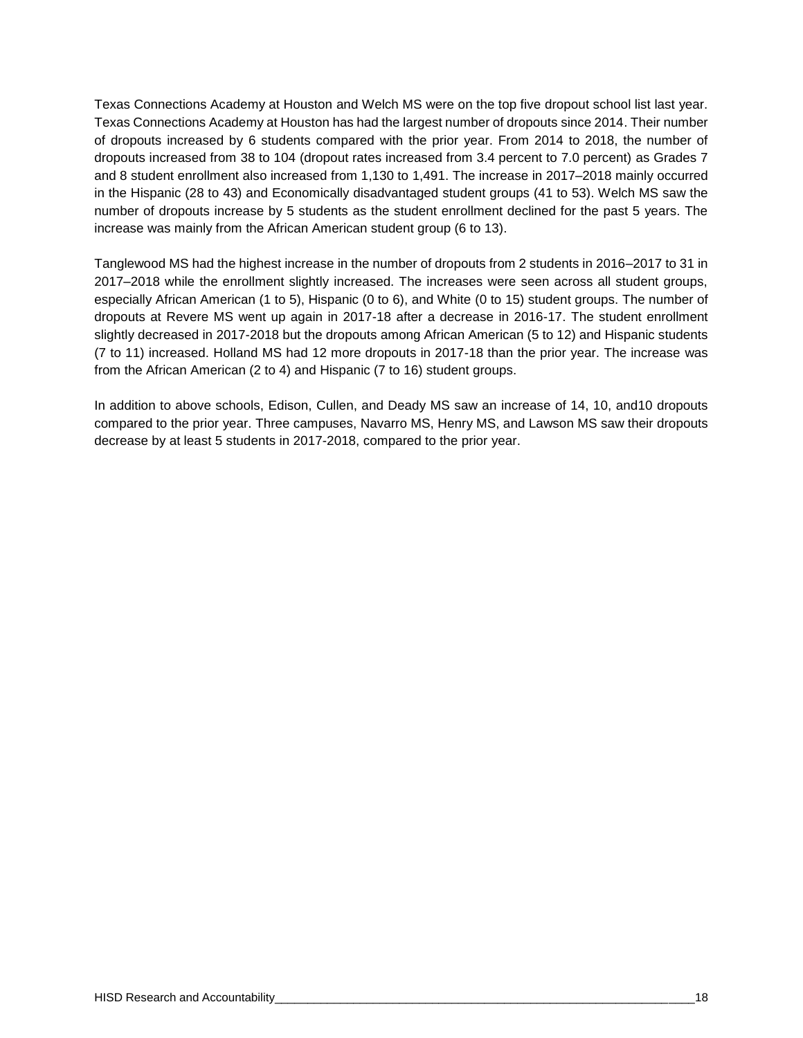Texas Connections Academy at Houston and Welch MS were on the top five dropout school list last year. Texas Connections Academy at Houston has had the largest number of dropouts since 2014. Their number of dropouts increased by 6 students compared with the prior year. From 2014 to 2018, the number of dropouts increased from 38 to 104 (dropout rates increased from 3.4 percent to 7.0 percent) as Grades 7 and 8 student enrollment also increased from 1,130 to 1,491. The increase in 2017–2018 mainly occurred in the Hispanic (28 to 43) and Economically disadvantaged student groups (41 to 53). Welch MS saw the number of dropouts increase by 5 students as the student enrollment declined for the past 5 years. The increase was mainly from the African American student group (6 to 13).

Tanglewood MS had the highest increase in the number of dropouts from 2 students in 2016–2017 to 31 in 2017–2018 while the enrollment slightly increased. The increases were seen across all student groups, especially African American (1 to 5), Hispanic (0 to 6), and White (0 to 15) student groups. The number of dropouts at Revere MS went up again in 2017-18 after a decrease in 2016-17. The student enrollment slightly decreased in 2017-2018 but the dropouts among African American (5 to 12) and Hispanic students (7 to 11) increased. Holland MS had 12 more dropouts in 2017-18 than the prior year. The increase was from the African American (2 to 4) and Hispanic (7 to 16) student groups.

In addition to above schools, Edison, Cullen, and Deady MS saw an increase of 14, 10, and10 dropouts compared to the prior year. Three campuses, Navarro MS, Henry MS, and Lawson MS saw their dropouts decrease by at least 5 students in 2017-2018, compared to the prior year.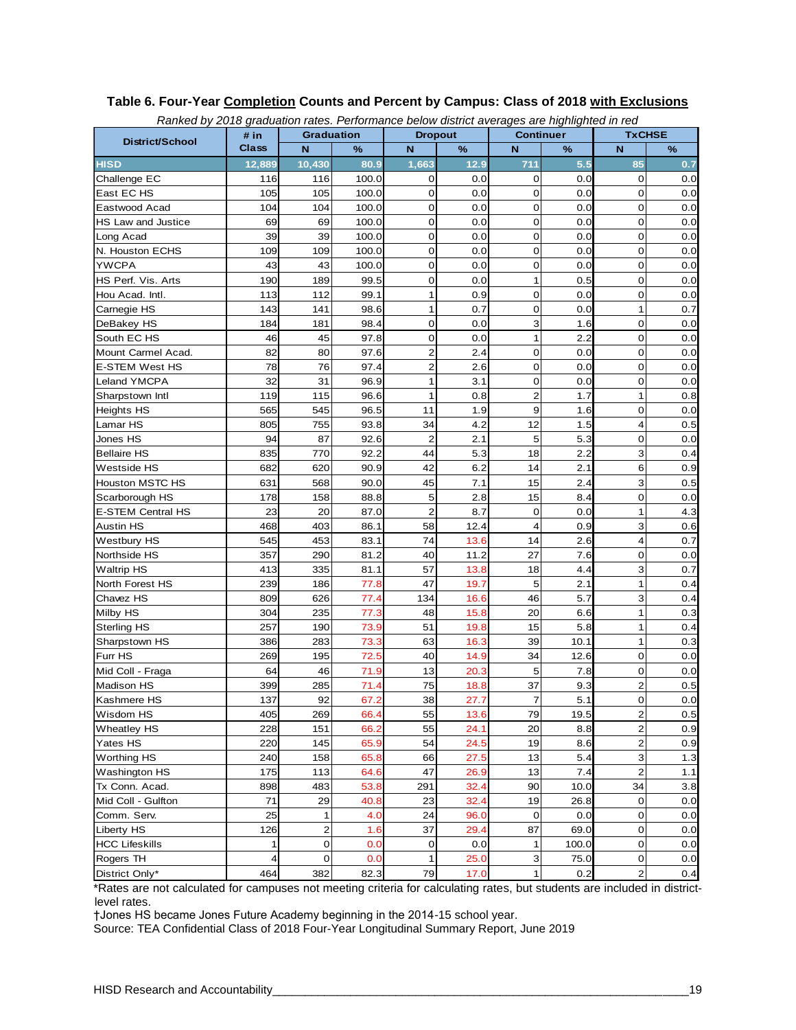**Table 6. Four-Year Completion Counts and Percent by Campus: Class of 2018 with Exclusions**

*Ranked by 2018 graduation rates. Performance below district averages are highlighted in red*

| District/School | # in Class | Graduation | | Dropout | | Continuer | | TxCHSE | |
|---|---|---|---|---|---|---|---|---|---|
| | | N | % | N | % | N | % | N | % |
| **HISD** | **12,889** | **10,430** | **80.9** | **1,663** | **12.9** | **711** | **5.5** | **85** | **0.7** |
| Challenge EC | 116 | 116 | 100.0 | 0 | 0.0 | 0 | 0.0 | 0 | 0.0 |
| East EC HS | 105 | 105 | 100.0 | 0 | 0.0 | 0 | 0.0 | 0 | 0.0 |
| Eastwood Acad | 104 | 104 | 100.0 | 0 | 0.0 | 0 | 0.0 | 0 | 0.0 |
| HS Law and Justice | 69 | 69 | 100.0 | 0 | 0.0 | 0 | 0.0 | 0 | 0.0 |
| Long Acad | 39 | 39 | 100.0 | 0 | 0.0 | 0 | 0.0 | 0 | 0.0 |
| N. Houston ECHS | 109 | 109 | 100.0 | 0 | 0.0 | 0 | 0.0 | 0 | 0.0 |
| YWCPA | 43 | 43 | 100.0 | 0 | 0.0 | 0 | 0.0 | 0 | 0.0 |
| HS Perf. Vis. Arts | 190 | 189 | 99.5 | 0 | 0.0 | 1 | 0.5 | 0 | 0.0 |
| Hou Acad. Intl. | 113 | 112 | 99.1 | 1 | 0.9 | 0 | 0.0 | 0 | 0.0 |
| Carnegie HS | 143 | 141 | 98.6 | 1 | 0.7 | 0 | 0.0 | 1 | 0.7 |
| DeBakey HS | 184 | 181 | 98.4 | 0 | 0.0 | 3 | 1.6 | 0 | 0.0 |
| South EC HS | 46 | 45 | 97.8 | 0 | 0.0 | 1 | 2.2 | 0 | 0.0 |
| Mount Carmel Acad. | 82 | 80 | 97.6 | 2 | 2.4 | 0 | 0.0 | 0 | 0.0 |
| E-STEM West HS | 78 | 76 | 97.4 | 2 | 2.6 | 0 | 0.0 | 0 | 0.0 |
| Leland YMCPA | 32 | 31 | 96.9 | 1 | 3.1 | 0 | 0.0 | 0 | 0.0 |
| Sharpstown Intl | 119 | 115 | 96.6 | 1 | 0.8 | 2 | 1.7 | 1 | 0.8 |
| Heights HS | 565 | 545 | 96.5 | 11 | 1.9 | 9 | 1.6 | 0 | 0.0 |
| Lamar HS | 805 | 755 | 93.8 | 34 | 4.2 | 12 | 1.5 | 4 | 0.5 |
| Jones HS | 94 | 87 | 92.6 | 2 | 2.1 | 5 | 5.3 | 0 | 0.0 |
| Bellaire HS | 835 | 770 | 92.2 | 44 | 5.3 | 18 | 2.2 | 3 | 0.4 |
| Westside HS | 682 | 620 | 90.9 | 42 | 6.2 | 14 | 2.1 | 6 | 0.9 |
| Houston MSTC HS | 631 | 568 | 90.0 | 45 | 7.1 | 15 | 2.4 | 3 | 0.5 |
| Scarborough HS | 178 | 158 | 88.8 | 5 | 2.8 | 15 | 8.4 | 0 | 0.0 |
| E-STEM Central HS | 23 | 20 | 87.0 | 2 | 8.7 | 0 | 0.0 | 1 | 4.3 |
| Austin HS | 468 | 403 | 86.1 | 58 | 12.4 | 4 | 0.9 | 3 | 0.6 |
| Westbury HS | 545 | 453 | 83.1 | 74 | 13.6 | 14 | 2.6 | 4 | 0.7 |
| Northside HS | 357 | 290 | 81.2 | 40 | 11.2 | 27 | 7.6 | 0 | 0.0 |
| Waltrip HS | 413 | 335 | 81.1 | 57 | 13.8 | 18 | 4.4 | 3 | 0.7 |
| North Forest HS | 239 | 186 | 77.8 | 47 | 19.7 | 5 | 2.1 | 1 | 0.4 |
| Chavez HS | 809 | 626 | 77.4 | 134 | 16.6 | 46 | 5.7 | 3 | 0.4 |
| Milby HS | 304 | 235 | 77.3 | 48 | 15.8 | 20 | 6.6 | 1 | 0.3 |
| Sterling HS | 257 | 190 | 73.9 | 51 | 19.8 | 15 | 5.8 | 1 | 0.4 |
| Sharpstown HS | 386 | 283 | 73.3 | 63 | 16.3 | 39 | 10.1 | 1 | 0.3 |
| Furr HS | 269 | 195 | 72.5 | 40 | 14.9 | 34 | 12.6 | 0 | 0.0 |
| Mid Coll - Fraga | 64 | 46 | 71.9 | 13 | 20.3 | 5 | 7.8 | 0 | 0.0 |
| Madison HS | 399 | 285 | 71.4 | 75 | 18.8 | 37 | 9.3 | 2 | 0.5 |
| Kashmere HS | 137 | 92 | 67.2 | 38 | 27.7 | 7 | 5.1 | 0 | 0.0 |
| Wisdom HS | 405 | 269 | 66.4 | 55 | 13.6 | 79 | 19.5 | 2 | 0.5 |
| Wheatley HS | 228 | 151 | 66.2 | 55 | 24.1 | 20 | 8.8 | 2 | 0.9 |
| Yates HS | 220 | 145 | 65.9 | 54 | 24.5 | 19 | 8.6 | 2 | 0.9 |
| Worthing HS | 240 | 158 | 65.8 | 66 | 27.5 | 13 | 5.4 | 3 | 1.3 |
| Washington HS | 175 | 113 | 64.6 | 47 | 26.9 | 13 | 7.4 | 2 | 1.1 |
| Tx Conn. Acad. | 898 | 483 | 53.8 | 291 | 32.4 | 90 | 10.0 | 34 | 3.8 |
| Mid Coll - Gulfton | 71 | 29 | 40.8 | 23 | 32.4 | 19 | 26.8 | 0 | 0.0 |
| Comm. Serv. | 25 | 1 | 4.0 | 24 | 96.0 | 0 | 0.0 | 0 | 0.0 |
| Liberty HS | 126 | 2 | 1.6 | 37 | 29.4 | 87 | 69.0 | 0 | 0.0 |
| HCC Lifeskills | 1 | 0 | 0.0 | 0 | 0.0 | 1 | 100.0 | 0 | 0.0 |
| Rogers TH | 4 | 0 | 0.0 | 1 | 25.0 | 3 | 75.0 | 0 | 0.0 |
| District Only* | 464 | 382 | 82.3 | 79 | 17.0 | 1 | 0.2 | 2 | 0.4 |

*Rates are not calculated for campuses not meeting criteria for calculating rates, but students are included in district-level rates.

†Jones HS became Jones Future Academy beginning in the 2014-15 school year.

Source: TEA Confidential Class of 2018 Four-Year Longitudinal Summary Report, June 2019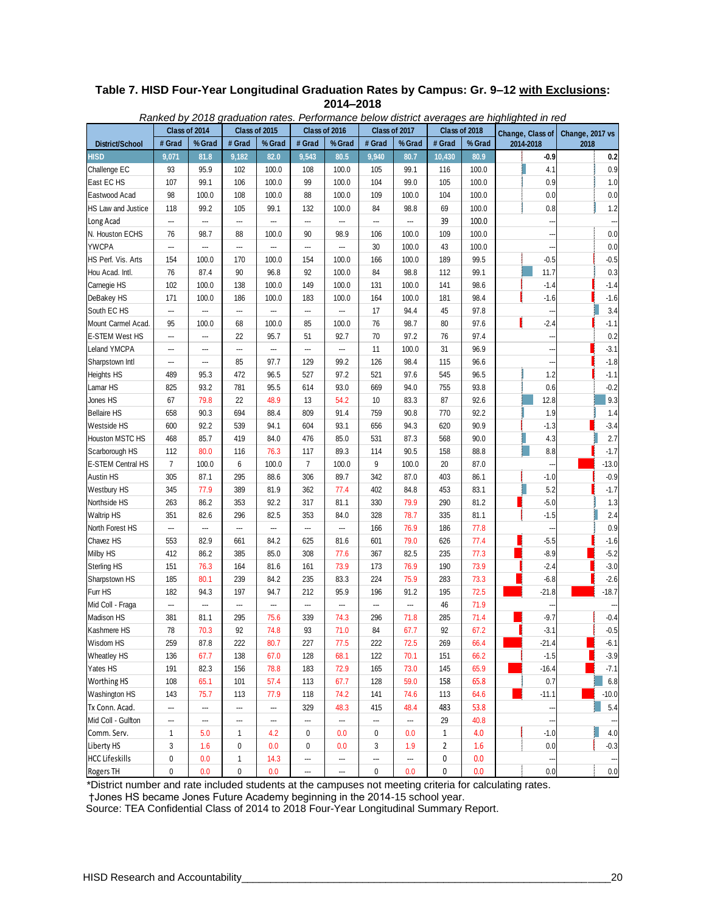**Table 7. HISD Four-Year Longitudinal Graduation Rates by Campus: Gr. 9–12 with Exclusions: 2014–2018**

*Ranked by 2018 graduation rates. Performance below district averages are highlighted in red*

| District/School | Class of 2014 | | Class of 2015 | | Class of 2016 | | Class of 2017 | | Class of 2018 | | Change, Class of 2014-2018 | Change, 2017 vs 2018 |
|---|---|---|---|---|---|---|---|---|---|---|---|---|
| | # Grad | % Grad | # Grad | % Grad | # Grad | % Grad | # Grad | % Grad | # Grad | % Grad | | |
| HISD | 9,071 | 81.8 | 9,182 | 82.0 | 9,543 | 80.5 | 9,940 | 80.7 | 10,430 | 80.9 | -0.9 | 0.2 |
| Challenge EC | 93 | 95.9 | 102 | 100.0 | 108 | 100.0 | 105 | 99.1 | 116 | 100.0 | 4.1 | 0.9 |
| East EC HS | 107 | 99.1 | 106 | 100.0 | 99 | 100.0 | 104 | 99.0 | 105 | 100.0 | 0.9 | 1.0 |
| Eastwood Acad | 98 | 100.0 | 108 | 100.0 | 88 | 100.0 | 109 | 100.0 | 104 | 100.0 | 0.0 | 0.0 |
| HS Law and Justice | 118 | 99.2 | 105 | 99.1 | 132 | 100.0 | 84 | 98.8 | 69 | 100.0 | 0.8 | 1.2 |
| Long Acad | --- | --- | --- | --- | --- | --- | --- | --- | 39 | 100.0 | --- | --- |
| N. Houston ECHS | 76 | 98.7 | 88 | 100.0 | 90 | 98.9 | 106 | 100.0 | 109 | 100.0 | --- | 0.0 |
| YWCPA | --- | --- | --- | --- | --- | --- | 30 | 100.0 | 43 | 100.0 | --- | 0.0 |
| HS Perf. Vis. Arts | 154 | 100.0 | 170 | 100.0 | 154 | 100.0 | 166 | 100.0 | 189 | 99.5 | -0.5 | -0.5 |
| Hou Acad. Intl. | 76 | 87.4 | 90 | 96.8 | 92 | 100.0 | 84 | 98.8 | 112 | 99.1 | 11.7 | 0.3 |
| Carnegie HS | 102 | 100.0 | 138 | 100.0 | 149 | 100.0 | 131 | 100.0 | 141 | 98.6 | -1.4 | -1.4 |
| DeBakey HS | 171 | 100.0 | 186 | 100.0 | 183 | 100.0 | 164 | 100.0 | 181 | 98.4 | -1.6 | -1.6 |
| South EC HS | --- | --- | --- | --- | --- | --- | 17 | 94.4 | 45 | 97.8 | --- | 3.4 |
| Mount Carmel Acad. | 95 | 100.0 | 68 | 100.0 | 85 | 100.0 | 76 | 98.7 | 80 | 97.6 | -2.4 | -1.1 |
| E-STEM West HS | --- | --- | 22 | 95.7 | 51 | 92.7 | 70 | 97.2 | 76 | 97.4 | --- | 0.2 |
| Leland YMCPA | --- | --- | --- | --- | --- | --- | 11 | 100.0 | 31 | 96.9 | --- | -3.1 |
| Sharpstown Intl | --- | --- | 85 | 97.7 | 129 | 99.2 | 126 | 98.4 | 115 | 96.6 | --- | -1.8 |
| Heights HS | 489 | 95.3 | 472 | 96.5 | 527 | 97.2 | 521 | 97.6 | 545 | 96.5 | 1.2 | -1.1 |
| Lamar HS | 825 | 93.2 | 781 | 95.5 | 614 | 93.0 | 669 | 94.0 | 755 | 93.8 | 0.6 | -0.2 |
| Jones HS | 67 | 79.8 | 22 | 48.9 | 13 | 54.2 | 10 | 83.3 | 87 | 92.6 | 12.8 | 9.3 |
| Bellaire HS | 658 | 90.3 | 694 | 88.4 | 809 | 91.4 | 759 | 90.8 | 770 | 92.2 | 1.9 | 1.4 |
| Westside HS | 600 | 92.2 | 539 | 94.1 | 604 | 93.1 | 656 | 94.3 | 620 | 90.9 | -1.3 | -3.4 |
| Houston MSTC HS | 468 | 85.7 | 419 | 84.0 | 476 | 85.0 | 531 | 87.3 | 568 | 90.0 | 4.3 | 2.7 |
| Scarborough HS | 112 | 80.0 | 116 | 76.3 | 117 | 89.3 | 114 | 90.5 | 158 | 88.8 | 8.8 | -1.7 |
| E-STEM Central HS | 7 | 100.0 | 6 | 100.0 | 7 | 100.0 | 9 | 100.0 | 20 | 87.0 | --- | -13.0 |
| Austin HS | 305 | 87.1 | 295 | 88.6 | 306 | 89.7 | 342 | 87.0 | 403 | 86.1 | -1.0 | -0.9 |
| Westbury HS | 345 | 77.9 | 389 | 81.9 | 362 | 77.4 | 402 | 84.8 | 453 | 83.1 | 5.2 | -1.7 |
| Northside HS | 263 | 86.2 | 353 | 92.2 | 317 | 81.1 | 330 | 79.9 | 290 | 81.2 | -5.0 | 1.3 |
| Waltrip HS | 351 | 82.6 | 296 | 82.5 | 353 | 84.0 | 328 | 78.7 | 335 | 81.1 | -1.5 | 2.4 |
| North Forest HS | --- | --- | --- | --- | --- | --- | 166 | 76.9 | 186 | 77.8 | --- | 0.9 |
| Chavez HS | 553 | 82.9 | 661 | 84.2 | 625 | 81.6 | 601 | 79.0 | 626 | 77.4 | -5.5 | -1.6 |
| Milby HS | 412 | 86.2 | 385 | 85.0 | 308 | 77.6 | 367 | 82.5 | 235 | 77.3 | -8.9 | -5.2 |
| Sterling HS | 151 | 76.3 | 164 | 81.6 | 161 | 73.9 | 173 | 76.9 | 190 | 73.9 | -2.4 | -3.0 |
| Sharpstown HS | 185 | 80.1 | 239 | 84.2 | 235 | 83.3 | 224 | 75.9 | 283 | 73.3 | -6.8 | -2.6 |
| Furr HS | 182 | 94.3 | 197 | 94.7 | 212 | 95.9 | 196 | 91.2 | 195 | 72.5 | -21.8 | -18.7 |
| Mid Coll - Fraga | --- | --- | --- | --- | --- | --- | --- | --- | 46 | 71.9 | --- | --- |
| Madison HS | 381 | 81.1 | 295 | 75.6 | 339 | 74.3 | 296 | 71.8 | 285 | 71.4 | -9.7 | -0.4 |
| Kashmere HS | 78 | 70.3 | 92 | 74.8 | 93 | 71.0 | 84 | 67.7 | 92 | 67.2 | -3.1 | -0.5 |
| Wisdom HS | 259 | 87.8 | 222 | 80.7 | 227 | 77.5 | 222 | 72.5 | 269 | 66.4 | -21.4 | -6.1 |
| Wheatley HS | 136 | 67.7 | 138 | 67.0 | 128 | 68.1 | 122 | 70.1 | 151 | 66.2 | -1.5 | -3.9 |
| Yates HS | 191 | 82.3 | 156 | 78.8 | 183 | 72.9 | 165 | 73.0 | 145 | 65.9 | -16.4 | -7.1 |
| Worthing HS | 108 | 65.1 | 101 | 57.4 | 113 | 67.7 | 128 | 59.0 | 158 | 65.8 | 0.7 | 6.8 |
| Washington HS | 143 | 75.7 | 113 | 77.9 | 118 | 74.2 | 141 | 74.6 | 113 | 64.6 | -11.1 | -10.0 |
| Tx Conn. Acad. | --- | --- | --- | --- | 329 | 48.3 | 415 | 48.4 | 483 | 53.8 | --- | 5.4 |
| Mid Coll - Gulfton | --- | --- | --- | --- | --- | --- | --- | --- | 29 | 40.8 | --- | --- |
| Comm. Serv. | 1 | 5.0 | 1 | 4.2 | 0 | 0.0 | 0 | 0.0 | 1 | 4.0 | -1.0 | 4.0 |
| Liberty HS | 3 | 1.6 | 0 | 0.0 | 0 | 0.0 | 3 | 1.9 | 2 | 1.6 | 0.0 | -0.3 |
| HCC Lifeskills | 0 | 0.0 | 1 | 14.3 | --- | --- | --- | --- | 0 | 0.0 | --- | --- |
| Rogers TH | 0 | 0.0 | 0 | 0.0 | --- | --- | 0 | 0.0 | 0 | 0.0 | 0.0 | 0.0 |

*District number and rate included students at the campuses not meeting criteria for calculating rates.

†Jones HS became Jones Future Academy beginning in the 2014-15 school year.

Source: TEA Confidential Class of 2014 to 2018 Four-Year Longitudinal Summary Report.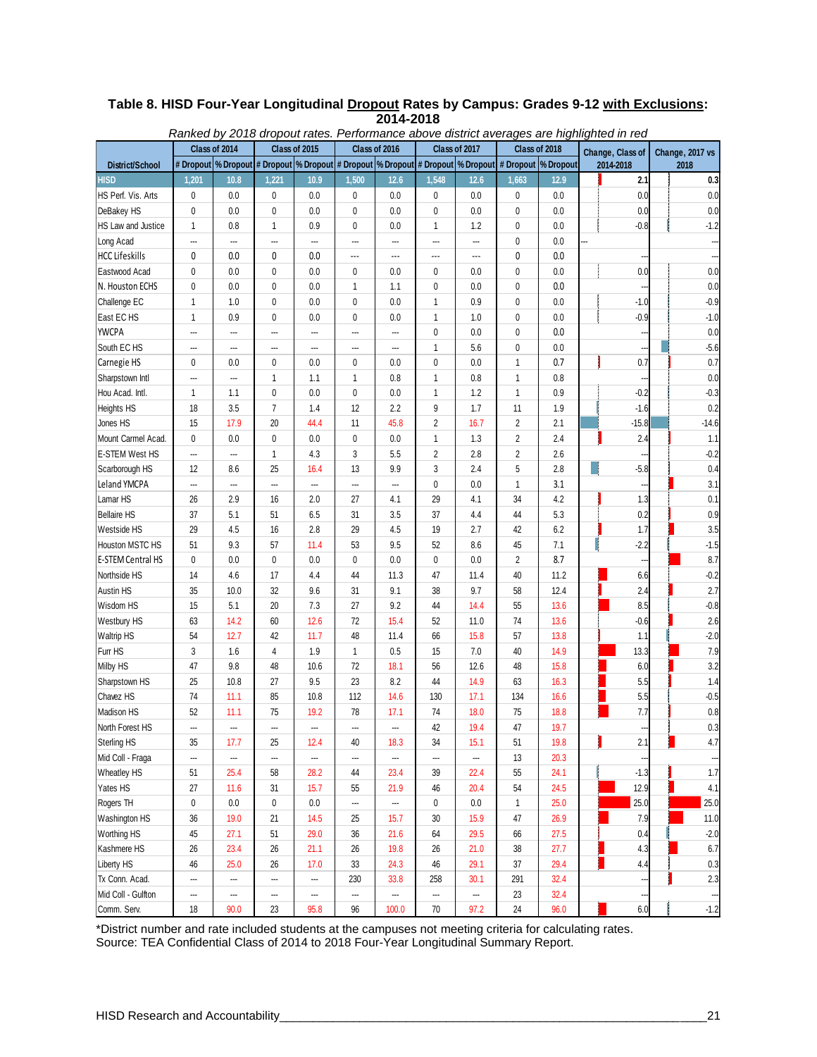**Table 8. HISD Four-Year Longitudinal Dropout Rates by Campus: Grades 9-12 with Exclusions: 2014-2018**

*Ranked by 2018 dropout rates. Performance above district averages are highlighted in red*

| District/School | Class of 2014 | | Class of 2015 | | Class of 2016 | | Class of 2017 | | Class of 2018 | | Change, Class of 2014-2018 | Change, 2017 vs 2018 |
|---|---|---|---|---|---|---|---|---|---|---|---|---|
| | # Dropout | % Dropout | # Dropout | % Dropout | # Dropout | % Dropout | # Dropout | % Dropout | # Dropout | % Dropout | | |
| HISD | 1,201 | 10.8 | 1,221 | 10.9 | 1,500 | 12.6 | 1,548 | 12.6 | 1,663 | 12.9 | 2.1 | 0.3 |
| HS Perf. Vis. Arts | 0 | 0.0 | 0 | 0.0 | 0 | 0.0 | 0 | 0.0 | 0 | 0.0 | 0.0 | 0.0 |
| DeBakey HS | 0 | 0.0 | 0 | 0.0 | 0 | 0.0 | 0 | 0.0 | 0 | 0.0 | 0.0 | 0.0 |
| HS Law and Justice | 1 | 0.8 | 1 | 0.9 | 0 | 0.0 | 1 | 1.2 | 0 | 0.0 | -0.8 | -1.2 |
| Long Acad | --- | --- | --- | --- | --- | --- | --- | --- | 0 | 0.0 | --- | --- |
| HCC Lifeskills | 0 | 0.0 | 0 | 0.0 | --- | --- | --- | --- | 0 | 0.0 | --- | --- |
| Eastwood Acad | 0 | 0.0 | 0 | 0.0 | 0 | 0.0 | 0 | 0.0 | 0 | 0.0 | 0.0 | 0.0 |
| N. Houston ECHS | 0 | 0.0 | 0 | 0.0 | 1 | 1.1 | 0 | 0.0 | 0 | 0.0 | --- | 0.0 |
| Challenge EC | 1 | 1.0 | 0 | 0.0 | 0 | 0.0 | 1 | 0.9 | 0 | 0.0 | -1.0 | -0.9 |
| East EC HS | 1 | 0.9 | 0 | 0.0 | 0 | 0.0 | 1 | 1.0 | 0 | 0.0 | -0.9 | -1.0 |
| YWCPA | --- | --- | --- | --- | --- | --- | 0 | 0.0 | 0 | 0.0 | --- | 0.0 |
| South EC HS | --- | --- | --- | --- | --- | --- | 1 | 5.6 | 0 | 0.0 | --- | -5.6 |
| Carnegie HS | 0 | 0.0 | 0 | 0.0 | 0 | 0.0 | 0 | 0.0 | 1 | 0.7 | 0.7 | 0.7 |
| Sharpstown Intl | --- | --- | 1 | 1.1 | 1 | 0.8 | 1 | 0.8 | 1 | 0.8 | --- | 0.0 |
| Hou Acad. Intl. | 1 | 1.1 | 0 | 0.0 | 0 | 0.0 | 1 | 1.2 | 1 | 0.9 | -0.2 | -0.3 |
| Heights HS | 18 | 3.5 | 7 | 1.4 | 12 | 2.2 | 9 | 1.7 | 11 | 1.9 | -1.6 | 0.2 |
| Jones HS | 15 | 17.9 | 20 | 44.4 | 11 | 45.8 | 2 | 16.7 | 2 | 2.1 | -15.8 | -14.6 |
| Mount Carmel Acad. | 0 | 0.0 | 0 | 0.0 | 0 | 0.0 | 1 | 1.3 | 2 | 2.4 | 2.4 | 1.1 |
| E-STEM West HS | --- | --- | 1 | 4.3 | 3 | 5.5 | 2 | 2.8 | 2 | 2.6 | --- | -0.2 |
| Scarborough HS | 12 | 8.6 | 25 | 16.4 | 13 | 9.9 | 3 | 2.4 | 5 | 2.8 | -5.8 | 0.4 |
| Leland YMCPA | --- | --- | --- | --- | --- | --- | 0 | 0.0 | 1 | 3.1 | --- | 3.1 |
| Lamar HS | 26 | 2.9 | 16 | 2.0 | 27 | 4.1 | 29 | 4.1 | 34 | 4.2 | 1.3 | 0.1 |
| Bellaire HS | 37 | 5.1 | 51 | 6.5 | 31 | 3.5 | 37 | 4.4 | 44 | 5.3 | 0.2 | 0.9 |
| Westside HS | 29 | 4.5 | 16 | 2.8 | 29 | 4.5 | 19 | 2.7 | 42 | 6.2 | 1.7 | 3.5 |
| Houston MSTC HS | 51 | 9.3 | 57 | 11.4 | 53 | 9.5 | 52 | 8.6 | 45 | 7.1 | -2.2 | -1.5 |
| E-STEM Central HS | 0 | 0.0 | 0 | 0.0 | 0 | 0.0 | 0 | 0.0 | 2 | 8.7 | --- | 8.7 |
| Northside HS | 14 | 4.6 | 17 | 4.4 | 44 | 11.3 | 47 | 11.4 | 40 | 11.2 | 6.6 | -0.2 |
| Austin HS | 35 | 10.0 | 32 | 9.6 | 31 | 9.1 | 38 | 9.7 | 58 | 12.4 | 2.4 | 2.7 |
| Wisdom HS | 15 | 5.1 | 20 | 7.3 | 27 | 9.2 | 44 | 14.4 | 55 | 13.6 | 8.5 | -0.8 |
| Westbury HS | 63 | 14.2 | 60 | 12.6 | 72 | 15.4 | 52 | 11.0 | 74 | 13.6 | -0.6 | 2.6 |
| Waltrip HS | 54 | 12.7 | 42 | 11.7 | 48 | 11.4 | 66 | 15.8 | 57 | 13.8 | 1.1 | -2.0 |
| Furr HS | 3 | 1.6 | 4 | 1.9 | 1 | 0.5 | 15 | 7.0 | 40 | 14.9 | 13.3 | 7.9 |
| Milby HS | 47 | 9.8 | 48 | 10.6 | 72 | 18.1 | 56 | 12.6 | 48 | 15.8 | 6.0 | 3.2 |
| Sharpstown HS | 25 | 10.8 | 27 | 9.5 | 23 | 8.2 | 44 | 14.9 | 63 | 16.3 | 5.5 | 1.4 |
| Chavez HS | 74 | 11.1 | 85 | 10.8 | 112 | 14.6 | 130 | 17.1 | 134 | 16.6 | 5.5 | -0.5 |
| Madison HS | 52 | 11.1 | 75 | 19.2 | 78 | 17.1 | 74 | 18.0 | 75 | 18.8 | 7.7 | 0.8 |
| North Forest HS | --- | --- | --- | --- | --- | --- | 42 | 19.4 | 47 | 19.7 | --- | 0.3 |
| Sterling HS | 35 | 17.7 | 25 | 12.4 | 40 | 18.3 | 34 | 15.1 | 51 | 19.8 | 2.1 | 4.7 |
| Mid Coll - Fraga | --- | --- | --- | --- | --- | --- | --- | --- | 13 | 20.3 | --- | --- |
| Wheatley HS | 51 | 25.4 | 58 | 28.2 | 44 | 23.4 | 39 | 22.4 | 55 | 24.1 | -1.3 | 1.7 |
| Yates HS | 27 | 11.6 | 31 | 15.7 | 55 | 21.9 | 46 | 20.4 | 54 | 24.5 | 12.9 | 4.1 |
| Rogers TH | 0 | 0.0 | 0 | 0.0 | --- | --- | 0 | 0.0 | 1 | 25.0 | 25.0 | 25.0 |
| Washington HS | 36 | 19.0 | 21 | 14.5 | 25 | 15.7 | 30 | 15.9 | 47 | 26.9 | 7.9 | 11.0 |
| Worthing HS | 45 | 27.1 | 51 | 29.0 | 36 | 21.6 | 64 | 29.5 | 66 | 27.5 | 0.4 | -2.0 |
| Kashmere HS | 26 | 23.4 | 26 | 21.1 | 26 | 19.8 | 26 | 21.0 | 38 | 27.7 | 4.3 | 6.7 |
| Liberty HS | 46 | 25.0 | 26 | 17.0 | 33 | 24.3 | 46 | 29.1 | 37 | 29.4 | 4.4 | 0.3 |
| Tx Conn. Acad. | --- | --- | --- | --- | 230 | 33.8 | 258 | 30.1 | 291 | 32.4 | --- | 2.3 |
| Mid Coll - Gulfton | --- | --- | --- | --- | --- | --- | --- | --- | 23 | 32.4 | --- | --- |
| Comm. Serv. | 18 | 90.0 | 23 | 95.8 | 96 | 100.0 | 70 | 97.2 | 24 | 96.0 | 6.0 | -1.2 |

*District number and rate included students at the campuses not meeting criteria for calculating rates.
Source: TEA Confidential Class of 2014 to 2018 Four-Year Longitudinal Summary Report.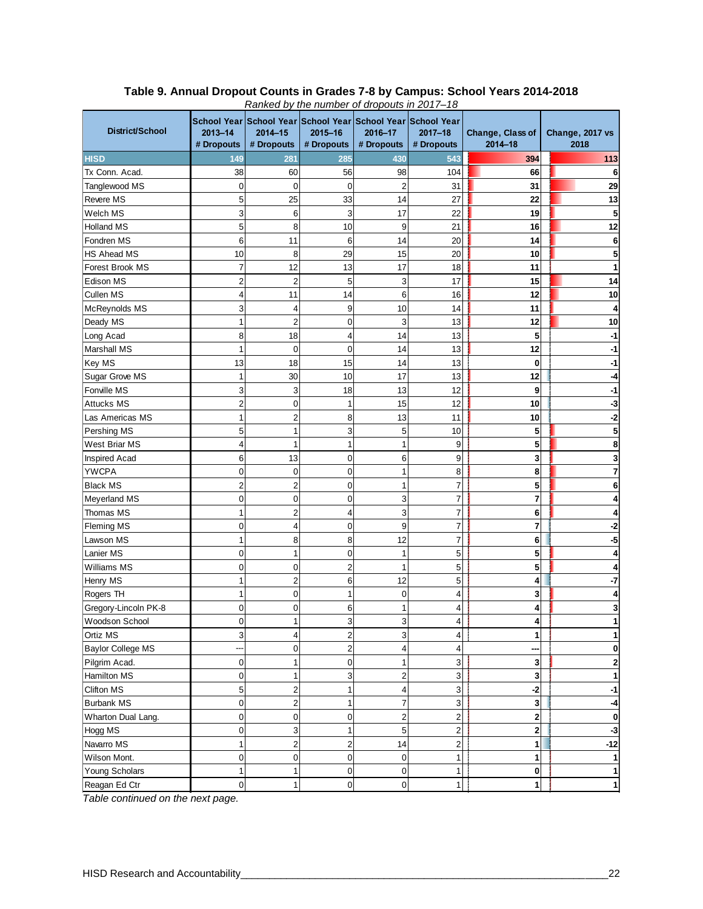**Table 9. Annual Dropout Counts in Grades 7-8 by Campus: School Years 2014-2018**

*Ranked by the number of dropouts in 2017–18*

| District/School | School Year 2013–14 # Dropouts | School Year 2014–15 # Dropouts | School Year 2015–16 # Dropouts | School Year 2016–17 # Dropouts | School Year 2017–18 # Dropouts | Change, Class of 2014–18 | Change, 2017 vs 2018 |
|---|---|---|---|---|---|---|---|
| **HISD** | **149** | **281** | **285** | **430** | **543** | **394** | **113** |
| Tx Conn. Acad. | 38 | 60 | 56 | 98 | 104 | **66** | **6** |
| Tanglewood MS | 0 | 0 | 0 | 2 | 31 | **31** | **29** |
| Revere MS | 5 | 25 | 33 | 14 | 27 | **22** | **13** |
| Welch MS | 3 | 6 | 3 | 17 | 22 | **19** | **5** |
| Holland MS | 5 | 8 | 10 | 9 | 21 | **16** | **12** |
| Fondren MS | 6 | 11 | 6 | 14 | 20 | **14** | **6** |
| HS Ahead MS | 10 | 8 | 29 | 15 | 20 | **10** | **5** |
| Forest Brook MS | 7 | 12 | 13 | 17 | 18 | **11** | **1** |
| Edison MS | 2 | 2 | 5 | 3 | 17 | **15** | **14** |
| Cullen MS | 4 | 11 | 14 | 6 | 16 | **12** | **10** |
| McReynolds MS | 3 | 4 | 9 | 10 | 14 | **11** | **4** |
| Deady MS | 1 | 2 | 0 | 3 | 13 | **12** | **10** |
| Long Acad | 8 | 18 | 4 | 14 | 13 | **5** | **-1** |
| Marshall MS | 1 | 0 | 0 | 14 | 13 | **12** | **-1** |
| Key MS | 13 | 18 | 15 | 14 | 13 | **0** | **-1** |
| Sugar Grove MS | 1 | 30 | 10 | 17 | 13 | **12** | **-4** |
| Fonville MS | 3 | 3 | 18 | 13 | 12 | **9** | **-1** |
| Attucks MS | 2 | 0 | 1 | 15 | 12 | **10** | **-3** |
| Las Americas MS | 1 | 2 | 8 | 13 | 11 | **10** | **-2** |
| Pershing MS | 5 | 1 | 3 | 5 | 10 | **5** | **5** |
| West Briar MS | 4 | 1 | 1 | 1 | 9 | **5** | **8** |
| Inspired Acad | 6 | 13 | 0 | 6 | 9 | **3** | **3** |
| YWCPA | 0 | 0 | 0 | 1 | 8 | **8** | **7** |
| Black MS | 2 | 2 | 0 | 1 | 7 | **5** | **6** |
| Meyerland MS | 0 | 0 | 0 | 3 | 7 | **7** | **4** |
| Thomas MS | 1 | 2 | 4 | 3 | 7 | **6** | **4** |
| Fleming MS | 0 | 4 | 0 | 9 | 7 | **7** | **-2** |
| Lawson MS | 1 | 8 | 8 | 12 | 7 | **6** | **-5** |
| Lanier MS | 0 | 1 | 0 | 1 | 5 | **5** | **4** |
| Williams MS | 0 | 0 | 2 | 1 | 5 | **5** | **4** |
| Henry MS | 1 | 2 | 6 | 12 | 5 | **4** | **-7** |
| Rogers TH | 1 | 0 | 1 | 0 | 4 | **3** | **4** |
| Gregory-Lincoln PK-8 | 0 | 0 | 6 | 1 | 4 | **4** | **3** |
| Woodson School | 0 | 1 | 3 | 3 | 4 | **4** | **1** |
| Ortiz MS | 3 | 4 | 2 | 3 | 4 | **1** | **1** |
| Baylor College MS | --- | 0 | 2 | 4 | 4 | **---** | **0** |
| Pilgrim Acad. | 0 | 1 | 0 | 1 | 3 | **3** | **2** |
| Hamilton MS | 0 | 1 | 3 | 2 | 3 | **3** | **1** |
| Clifton MS | 5 | 2 | 1 | 4 | 3 | **-2** | **-1** |
| Burbank MS | 0 | 2 | 1 | 7 | 3 | **3** | **-4** |
| Wharton Dual Lang. | 0 | 0 | 0 | 2 | 2 | **2** | **0** |
| Hogg MS | 0 | 3 | 1 | 5 | 2 | **2** | **-3** |
| Navarro MS | 1 | 2 | 2 | 14 | 2 | **1** | **-12** |
| Wilson Mont. | 0 | 0 | 0 | 0 | 1 | **1** | **1** |
| Young Scholars | 1 | 1 | 0 | 0 | 1 | **0** | **1** |
| Reagan Ed Ctr | 0 | 1 | 0 | 0 | 1 | **1** | **1** |

*Table continued on the next page.*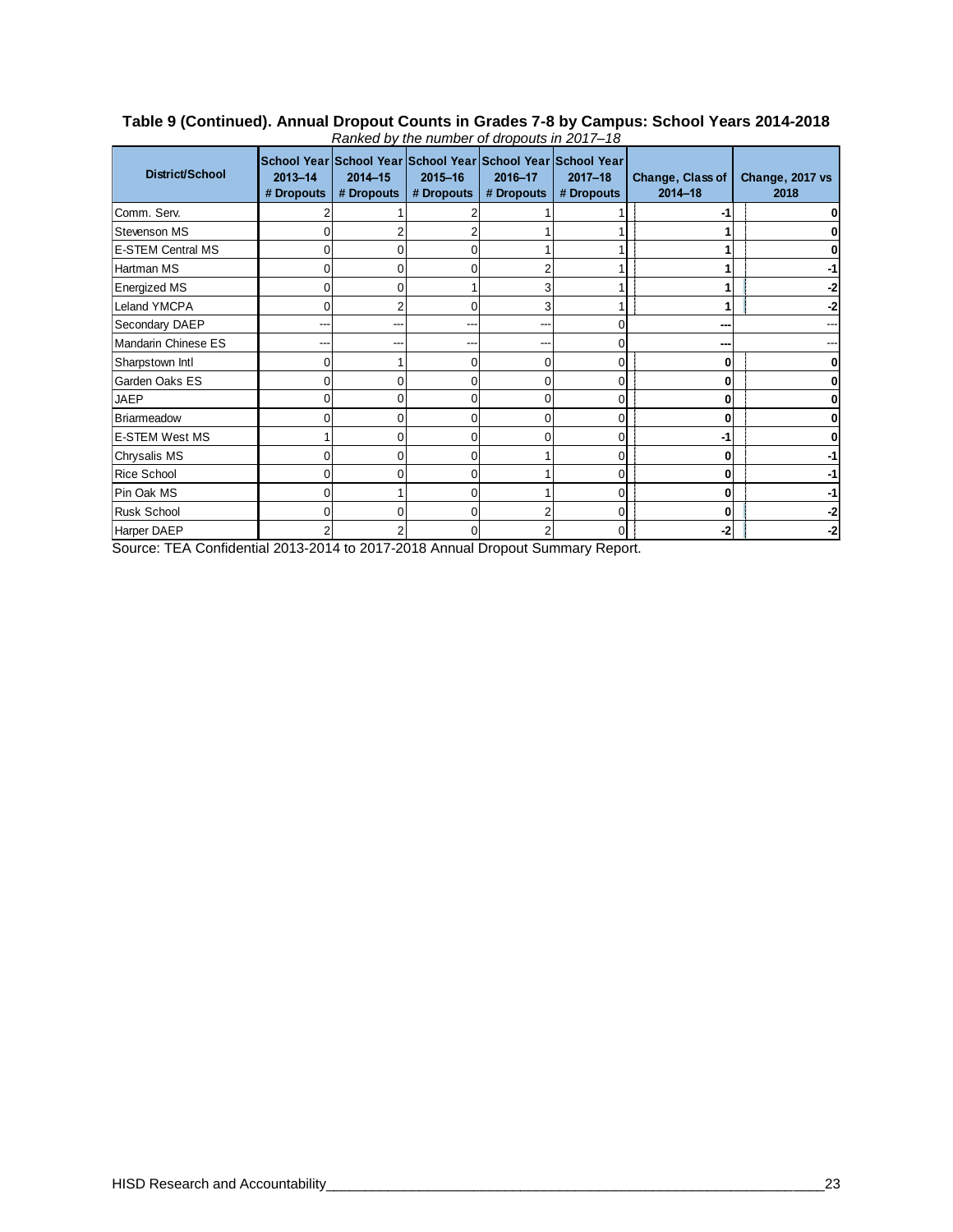**Table 9 (Continued). Annual Dropout Counts in Grades 7-8 by Campus: School Years 2014-2018**

*Ranked by the number of dropouts in 2017–18*

| District/School | School Year 2013–14 # Dropouts | School Year 2014–15 # Dropouts | School Year 2015–16 # Dropouts | School Year 2016–17 # Dropouts | School Year 2017–18 # Dropouts | Change, Class of 2014–18 | Change, 2017 vs 2018 |
|---|---|---|---|---|---|---|---|
| Comm. Serv. | 2 | 1 | 2 | 1 | 1 | -1 | 0 |
| Stevenson MS | 0 | 2 | 2 | 1 | 1 | 1 | 0 |
| E-STEM Central MS | 0 | 0 | 0 | 1 | 1 | 1 | 0 |
| Hartman MS | 0 | 0 | 0 | 2 | 1 | 1 | -1 |
| Energized MS | 0 | 0 | 1 | 3 | 1 | 1 | -2 |
| Leland YMCPA | 0 | 2 | 0 | 3 | 1 | 1 | -2 |
| Secondary DAEP | --- | --- | --- | --- | 0 | --- | --- |
| Mandarin Chinese ES | --- | --- | --- | --- | 0 | --- | --- |
| Sharpstown Intl | 0 | 1 | 0 | 0 | 0 | 0 | 0 |
| Garden Oaks ES | 0 | 0 | 0 | 0 | 0 | 0 | 0 |
| JAEP | 0 | 0 | 0 | 0 | 0 | 0 | 0 |
| Briarmeadow | 0 | 0 | 0 | 0 | 0 | 0 | 0 |
| E-STEM West MS | 1 | 0 | 0 | 0 | 0 | -1 | 0 |
| Chrysalis MS | 0 | 0 | 0 | 1 | 0 | 0 | -1 |
| Rice School | 0 | 0 | 0 | 1 | 0 | 0 | -1 |
| Pin Oak MS | 0 | 1 | 0 | 1 | 0 | 0 | -1 |
| Rusk School | 0 | 0 | 0 | 2 | 0 | 0 | -2 |
| Harper DAEP | 2 | 2 | 0 | 2 | 0 | -2 | -2 |

Source: TEA Confidential 2013-2014 to 2017-2018 Annual Dropout Summary Report.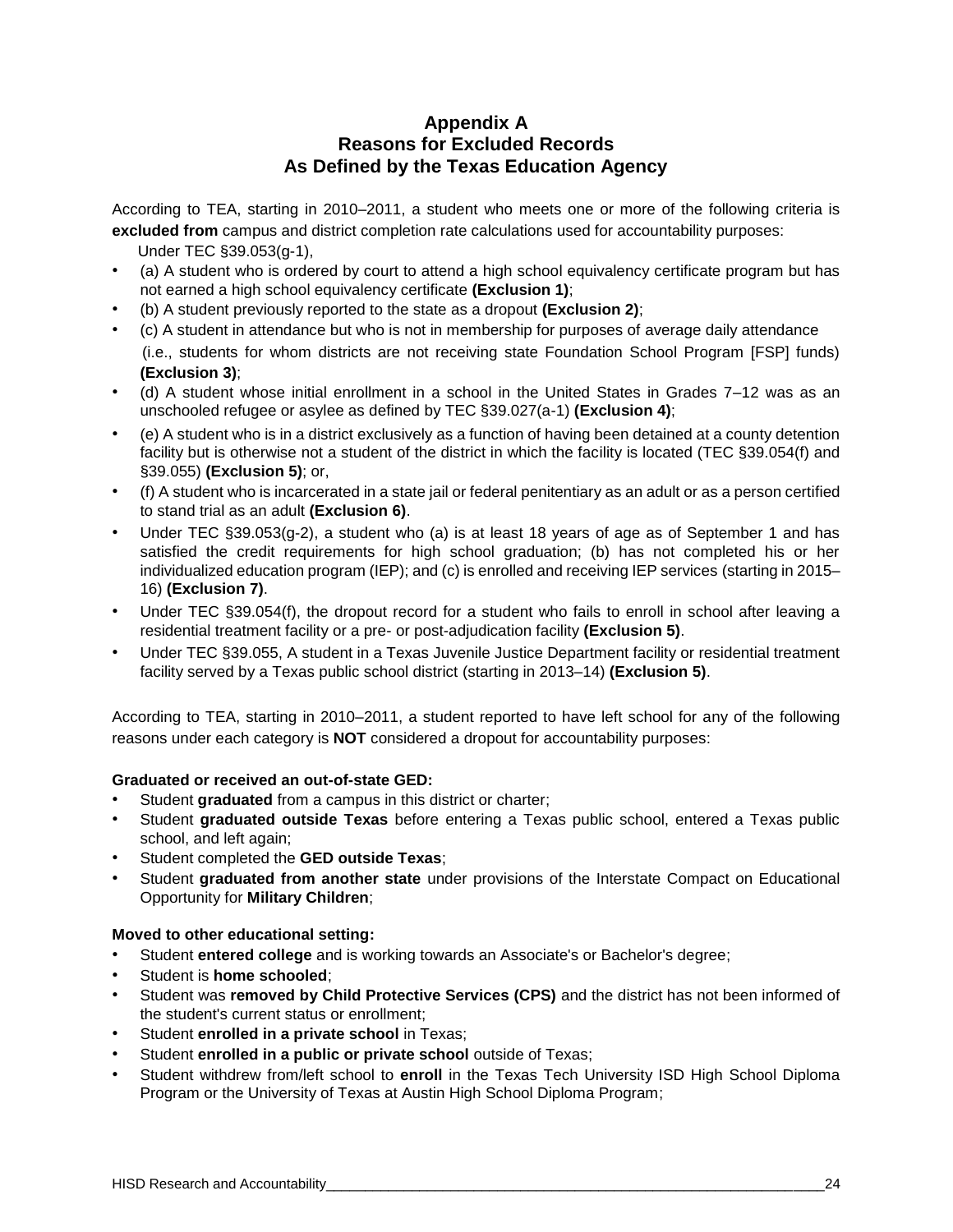# Appendix A
# Reasons for Excluded Records
# As Defined by the Texas Education Agency

According to TEA, starting in 2010–2011, a student who meets one or more of the following criteria is **excluded from** campus and district completion rate calculations used for accountability purposes:

Under TEC §39.053(g-1),

- (a) A student who is ordered by court to attend a high school equivalency certificate program but has not earned a high school equivalency certificate **(Exclusion 1)**;
- (b) A student previously reported to the state as a dropout **(Exclusion 2)**;
- (c) A student in attendance but who is not in membership for purposes of average daily attendance (i.e., students for whom districts are not receiving state Foundation School Program [FSP] funds) **(Exclusion 3)**;
- (d) A student whose initial enrollment in a school in the United States in Grades 7–12 was as an unschooled refugee or asylee as defined by TEC §39.027(a-1) **(Exclusion 4)**;
- (e) A student who is in a district exclusively as a function of having been detained at a county detention facility but is otherwise not a student of the district in which the facility is located (TEC §39.054(f) and §39.055) **(Exclusion 5)**; or,
- (f) A student who is incarcerated in a state jail or federal penitentiary as an adult or as a person certified to stand trial as an adult **(Exclusion 6)**.
- Under TEC §39.053(g-2), a student who (a) is at least 18 years of age as of September 1 and has satisfied the credit requirements for high school graduation; (b) has not completed his or her individualized education program (IEP); and (c) is enrolled and receiving IEP services (starting in 2015–16) **(Exclusion 7)**.
- Under TEC §39.054(f), the dropout record for a student who fails to enroll in school after leaving a residential treatment facility or a pre- or post-adjudication facility **(Exclusion 5)**.
- Under TEC §39.055, A student in a Texas Juvenile Justice Department facility or residential treatment facility served by a Texas public school district (starting in 2013–14) **(Exclusion 5)**.

According to TEA, starting in 2010–2011, a student reported to have left school for any of the following reasons under each category is **NOT** considered a dropout for accountability purposes:

**Graduated or received an out-of-state GED:**

- Student **graduated** from a campus in this district or charter;
- Student **graduated outside Texas** before entering a Texas public school, entered a Texas public school, and left again;
- Student completed the **GED outside Texas**;
- Student **graduated from another state** under provisions of the Interstate Compact on Educational Opportunity for **Military Children**;

**Moved to other educational setting:**

- Student **entered college** and is working towards an Associate's or Bachelor's degree;
- Student is **home schooled**;
- Student was **removed by Child Protective Services (CPS)** and the district has not been informed of the student's current status or enrollment;
- Student **enrolled in a private school** in Texas;
- Student **enrolled in a public or private school** outside of Texas;
- Student withdrew from/left school to **enroll** in the Texas Tech University ISD High School Diploma Program or the University of Texas at Austin High School Diploma Program;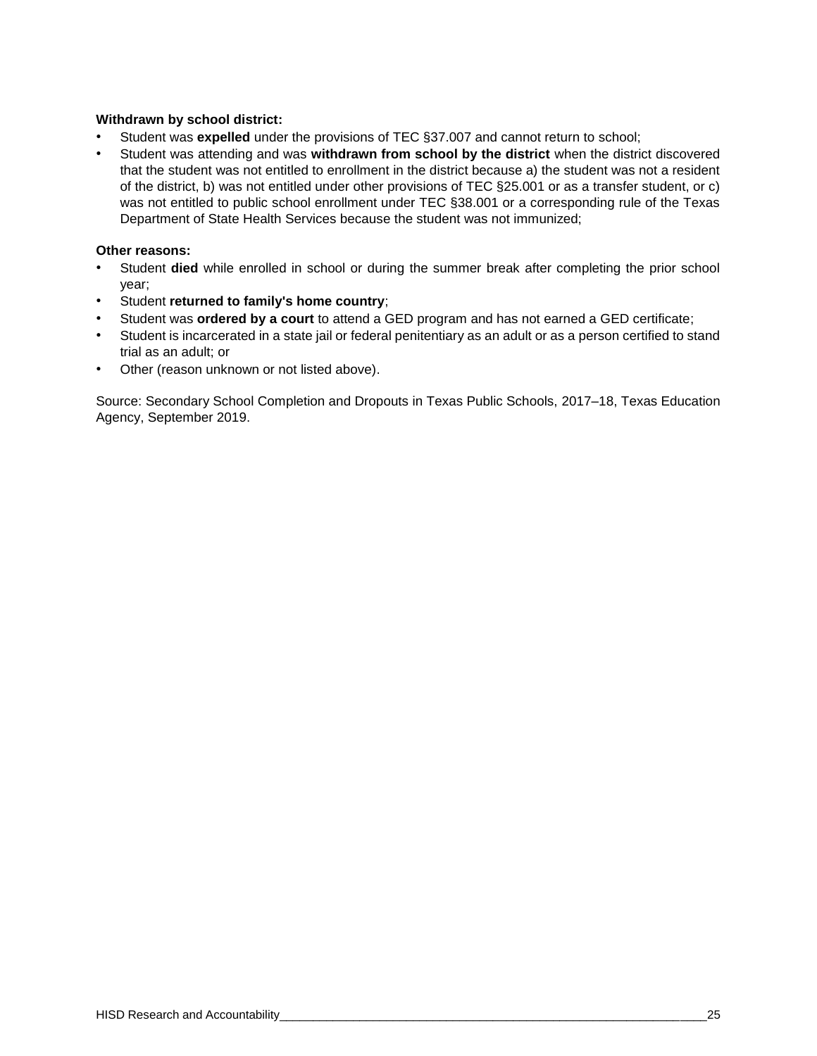**Withdrawn by school district:**

- Student was **expelled** under the provisions of TEC §37.007 and cannot return to school;
- Student was attending and was **withdrawn from school by the district** when the district discovered that the student was not entitled to enrollment in the district because a) the student was not a resident of the district, b) was not entitled under other provisions of TEC §25.001 or as a transfer student, or c) was not entitled to public school enrollment under TEC §38.001 or a corresponding rule of the Texas Department of State Health Services because the student was not immunized;

**Other reasons:**

- Student **died** while enrolled in school or during the summer break after completing the prior school year;
- Student **returned to family's home country**;
- Student was **ordered by a court** to attend a GED program and has not earned a GED certificate;
- Student is incarcerated in a state jail or federal penitentiary as an adult or as a person certified to stand trial as an adult; or
- Other (reason unknown or not listed above).

Source: Secondary School Completion and Dropouts in Texas Public Schools, 2017–18, Texas Education Agency, September 2019.